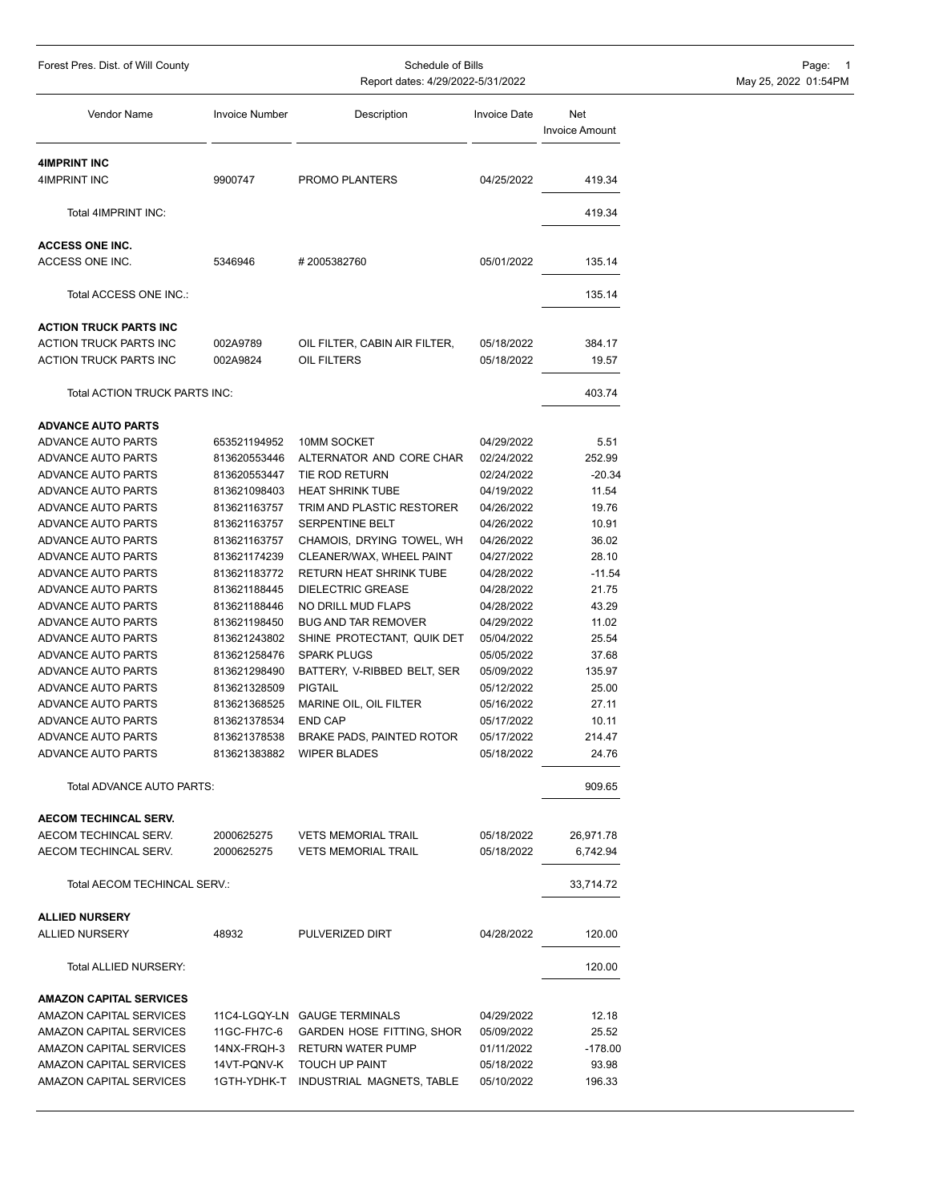Forest Pres. Dist. of Will County

Schedule of Bills
Report dates: 4/29/2022-5/31/2022

| Vendor Name | Invoice Number | Description | Invoice Date | Net Invoice Amount |
|---|---|---|---|---|
| **4IMPRINT INC** | | | | |
| 4IMPRINT INC | 9900747 | PROMO PLANTERS | 04/25/2022 | 419.34 |
| Total 4IMPRINT INC: | | | | 419.34 |
| **ACCESS ONE INC.** | | | | |
| ACCESS ONE INC. | 5346946 | # 2005382760 | 05/01/2022 | 135.14 |
| Total ACCESS ONE INC.: | | | | 135.14 |
| **ACTION TRUCK PARTS INC** | | | | |
| ACTION TRUCK PARTS INC | 002A9789 | OIL FILTER, CABIN AIR FILTER, | 05/18/2022 | 384.17 |
| ACTION TRUCK PARTS INC | 002A9824 | OIL FILTERS | 05/18/2022 | 19.57 |
| Total ACTION TRUCK PARTS INC: | | | | 403.74 |
| **ADVANCE AUTO PARTS** | | | | |
| ADVANCE AUTO PARTS | 653521194952 | 10MM SOCKET | 04/29/2022 | 5.51 |
| ADVANCE AUTO PARTS | 813620553446 | ALTERNATOR AND CORE CHAR | 02/24/2022 | 252.99 |
| ADVANCE AUTO PARTS | 813620553447 | TIE ROD RETURN | 02/24/2022 | -20.34 |
| ADVANCE AUTO PARTS | 813621098403 | HEAT SHRINK TUBE | 04/19/2022 | 11.54 |
| ADVANCE AUTO PARTS | 813621163757 | TRIM AND PLASTIC RESTORER | 04/26/2022 | 19.76 |
| ADVANCE AUTO PARTS | 813621163757 | SERPENTINE BELT | 04/26/2022 | 10.91 |
| ADVANCE AUTO PARTS | 813621163757 | CHAMOIS, DRYING TOWEL, WH | 04/26/2022 | 36.02 |
| ADVANCE AUTO PARTS | 813621174239 | CLEANER/WAX, WHEEL PAINT | 04/27/2022 | 28.10 |
| ADVANCE AUTO PARTS | 813621183772 | RETURN HEAT SHRINK TUBE | 04/28/2022 | -11.54 |
| ADVANCE AUTO PARTS | 813621188445 | DIELECTRIC GREASE | 04/28/2022 | 21.75 |
| ADVANCE AUTO PARTS | 813621188446 | NO DRILL MUD FLAPS | 04/28/2022 | 43.29 |
| ADVANCE AUTO PARTS | 813621198450 | BUG AND TAR REMOVER | 04/29/2022 | 11.02 |
| ADVANCE AUTO PARTS | 813621243802 | SHINE PROTECTANT, QUIK DET | 05/04/2022 | 25.54 |
| ADVANCE AUTO PARTS | 813621258476 | SPARK PLUGS | 05/05/2022 | 37.68 |
| ADVANCE AUTO PARTS | 813621298490 | BATTERY, V-RIBBED BELT, SER | 05/09/2022 | 135.97 |
| ADVANCE AUTO PARTS | 813621328509 | PIGTAIL | 05/12/2022 | 25.00 |
| ADVANCE AUTO PARTS | 813621368525 | MARINE OIL, OIL FILTER | 05/16/2022 | 27.11 |
| ADVANCE AUTO PARTS | 813621378534 | END CAP | 05/17/2022 | 10.11 |
| ADVANCE AUTO PARTS | 813621378538 | BRAKE PADS, PAINTED ROTOR | 05/17/2022 | 214.47 |
| ADVANCE AUTO PARTS | 813621383882 | WIPER BLADES | 05/18/2022 | 24.76 |
| Total ADVANCE AUTO PARTS: | | | | 909.65 |
| **AECOM TECHINCAL SERV.** | | | | |
| AECOM TECHINCAL SERV. | 2000625275 | VETS MEMORIAL TRAIL | 05/18/2022 | 26,971.78 |
| AECOM TECHINCAL SERV. | 2000625275 | VETS MEMORIAL TRAIL | 05/18/2022 | 6,742.94 |
| Total AECOM TECHINCAL SERV.: | | | | 33,714.72 |
| **ALLIED NURSERY** | | | | |
| ALLIED NURSERY | 48932 | PULVERIZED DIRT | 04/28/2022 | 120.00 |
| Total ALLIED NURSERY: | | | | 120.00 |
| **AMAZON CAPITAL SERVICES** | | | | |
| AMAZON CAPITAL SERVICES | 11C4-LGQY-LN | GAUGE TERMINALS | 04/29/2022 | 12.18 |
| AMAZON CAPITAL SERVICES | 11GC-FH7C-6 | GARDEN HOSE FITTING, SHOR | 05/09/2022 | 25.52 |
| AMAZON CAPITAL SERVICES | 14NX-FRQH-3 | RETURN WATER PUMP | 01/11/2022 | -178.00 |
| AMAZON CAPITAL SERVICES | 14VT-PQNV-K | TOUCH UP PAINT | 05/18/2022 | 93.98 |
| AMAZON CAPITAL SERVICES | 1GTH-YDHK-T | INDUSTRIAL MAGNETS, TABLE | 05/10/2022 | 196.33 |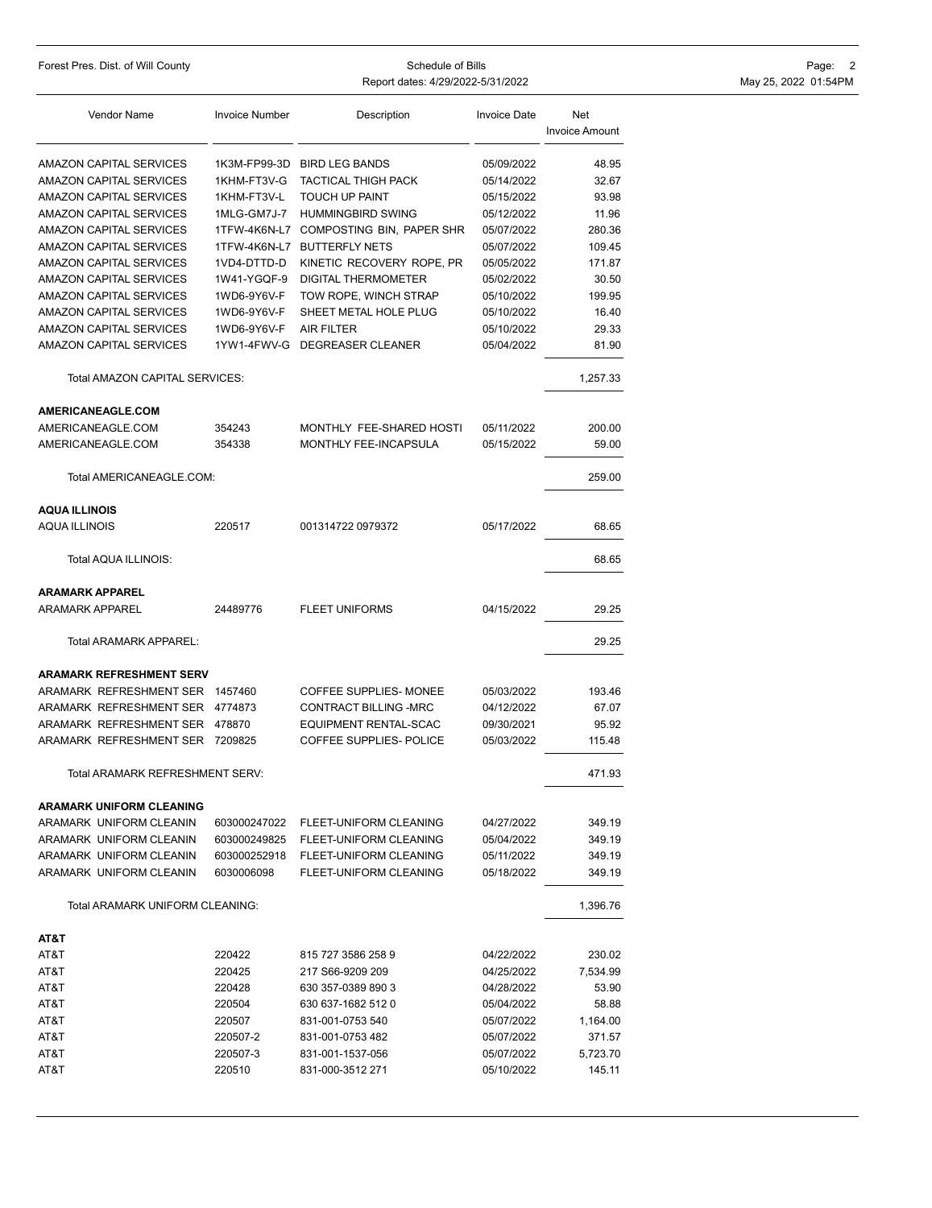| Vendor Name | Invoice Number | Description | Invoice Date | Net Invoice Amount |
|---|---|---|---|---|
| AMAZON CAPITAL SERVICES | 1K3M-FP99-3D | BIRD LEG BANDS | 05/09/2022 | 48.95 |
| AMAZON CAPITAL SERVICES | 1KHM-FT3V-G | TACTICAL THIGH PACK | 05/14/2022 | 32.67 |
| AMAZON CAPITAL SERVICES | 1KHM-FT3V-L | TOUCH UP PAINT | 05/15/2022 | 93.98 |
| AMAZON CAPITAL SERVICES | 1MLG-GM7J-7 | HUMMINGBIRD SWING | 05/12/2022 | 11.96 |
| AMAZON CAPITAL SERVICES | 1TFW-4K6N-L7 | COMPOSTING BIN, PAPER SHR | 05/07/2022 | 280.36 |
| AMAZON CAPITAL SERVICES | 1TFW-4K6N-L7 | BUTTERFLY NETS | 05/07/2022 | 109.45 |
| AMAZON CAPITAL SERVICES | 1VD4-DTTD-D | KINETIC RECOVERY ROPE, PR | 05/05/2022 | 171.87 |
| AMAZON CAPITAL SERVICES | 1W41-YGQF-9 | DIGITAL THERMOMETER | 05/02/2022 | 30.50 |
| AMAZON CAPITAL SERVICES | 1WD6-9Y6V-F | TOW ROPE, WINCH STRAP | 05/10/2022 | 199.95 |
| AMAZON CAPITAL SERVICES | 1WD6-9Y6V-F | SHEET METAL HOLE PLUG | 05/10/2022 | 16.40 |
| AMAZON CAPITAL SERVICES | 1WD6-9Y6V-F | AIR FILTER | 05/10/2022 | 29.33 |
| AMAZON CAPITAL SERVICES | 1YW1-4FWV-G | DEGREASER CLEANER | 05/04/2022 | 81.90 |
| Total AMAZON CAPITAL SERVICES: | | | | 1,257.33 |
| **AMERICANEAGLE.COM** | | | | |
| AMERICANEAGLE.COM | 354243 | MONTHLY FEE-SHARED HOSTI | 05/11/2022 | 200.00 |
| AMERICANEAGLE.COM | 354338 | MONTHLY FEE-INCAPSULA | 05/15/2022 | 59.00 |
| Total AMERICANEAGLE.COM: | | | | 259.00 |
| **AQUA ILLINOIS** | | | | |
| AQUA ILLINOIS | 220517 | 001314722 0979372 | 05/17/2022 | 68.65 |
| Total AQUA ILLINOIS: | | | | 68.65 |
| **ARAMARK APPAREL** | | | | |
| ARAMARK APPAREL | 24489776 | FLEET UNIFORMS | 04/15/2022 | 29.25 |
| Total ARAMARK APPAREL: | | | | 29.25 |
| **ARAMARK REFRESHMENT SERV** | | | | |
| ARAMARK REFRESHMENT SER | 1457460 | COFFEE SUPPLIES- MONEE | 05/03/2022 | 193.46 |
| ARAMARK REFRESHMENT SER | 4774873 | CONTRACT BILLING -MRC | 04/12/2022 | 67.07 |
| ARAMARK REFRESHMENT SER | 478870 | EQUIPMENT RENTAL-SCAC | 09/30/2021 | 95.92 |
| ARAMARK REFRESHMENT SER | 7209825 | COFFEE SUPPLIES- POLICE | 05/03/2022 | 115.48 |
| Total ARAMARK REFRESHMENT SERV: | | | | 471.93 |
| **ARAMARK UNIFORM CLEANING** | | | | |
| ARAMARK UNIFORM CLEANIN | 603000247022 | FLEET-UNIFORM CLEANING | 04/27/2022 | 349.19 |
| ARAMARK UNIFORM CLEANIN | 603000249825 | FLEET-UNIFORM CLEANING | 05/04/2022 | 349.19 |
| ARAMARK UNIFORM CLEANIN | 603000252918 | FLEET-UNIFORM CLEANING | 05/11/2022 | 349.19 |
| ARAMARK UNIFORM CLEANIN | 6030006098 | FLEET-UNIFORM CLEANING | 05/18/2022 | 349.19 |
| Total ARAMARK UNIFORM CLEANING: | | | | 1,396.76 |
| **AT&T** | | | | |
| AT&T | 220422 | 815 727 3586 258 9 | 04/22/2022 | 230.02 |
| AT&T | 220425 | 217 S66-9209 209 | 04/25/2022 | 7,534.99 |
| AT&T | 220428 | 630 357-0389 890 3 | 04/28/2022 | 53.90 |
| AT&T | 220504 | 630 637-1682 512 0 | 05/04/2022 | 58.88 |
| AT&T | 220507 | 831-001-0753 540 | 05/07/2022 | 1,164.00 |
| AT&T | 220507-2 | 831-001-0753 482 | 05/07/2022 | 371.57 |
| AT&T | 220507-3 | 831-001-1537-056 | 05/07/2022 | 5,723.70 |
| AT&T | 220510 | 831-000-3512 271 | 05/10/2022 | 145.11 |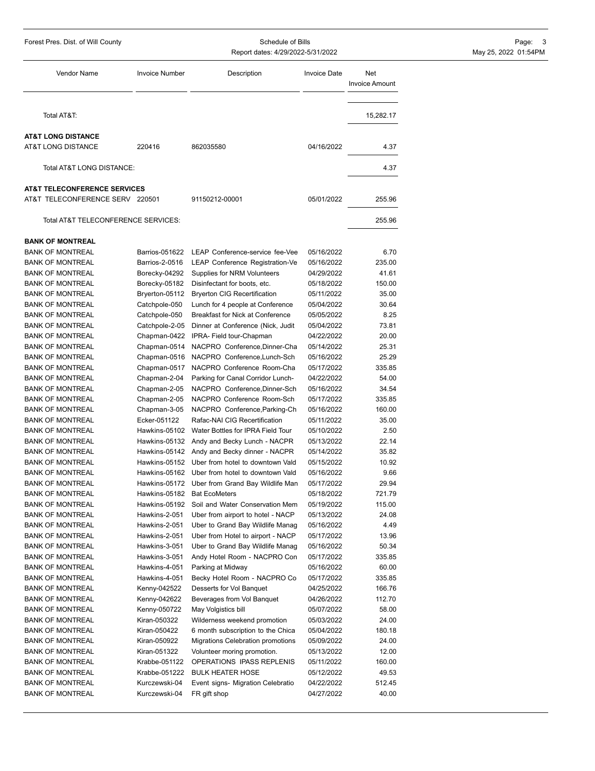| Vendor Name | Invoice Number | Description | Invoice Date | Net Invoice Amount |
|---|---|---|---|---|
| Total AT&T: | | | | 15,282.17 |
| **AT&T LONG DISTANCE** | | | | |
| AT&T LONG DISTANCE | 220416 | 862035580 | 04/16/2022 | 4.37 |
| Total AT&T LONG DISTANCE: | | | | 4.37 |
| **AT&T TELECONFERENCE SERVICES** | | | | |
| AT&T TELECONFERENCE SERV | 220501 | 91150212-00001 | 05/01/2022 | 255.96 |
| Total AT&T TELECONFERENCE SERVICES: | | | | 255.96 |
| **BANK OF MONTREAL** | | | | |
| BANK OF MONTREAL | Barrios-051622 | LEAP Conference-service fee-Vee | 05/16/2022 | 6.70 |
| BANK OF MONTREAL | Barrios-2-0516 | LEAP Conference Registration-Ve | 05/16/2022 | 235.00 |
| BANK OF MONTREAL | Borecky-04292 | Supplies for NRM Volunteers | 04/29/2022 | 41.61 |
| BANK OF MONTREAL | Borecky-05182 | Disinfectant for boots, etc. | 05/18/2022 | 150.00 |
| BANK OF MONTREAL | Bryerton-05112 | Bryerton CIG Recertification | 05/11/2022 | 35.00 |
| BANK OF MONTREAL | Catchpole-050 | Lunch for 4 people at Conference | 05/04/2022 | 30.64 |
| BANK OF MONTREAL | Catchpole-050 | Breakfast for Nick at Conference | 05/05/2022 | 8.25 |
| BANK OF MONTREAL | Catchpole-2-05 | Dinner at Conference (Nick, Judit | 05/04/2022 | 73.81 |
| BANK OF MONTREAL | Chapman-0422 | IPRA- Field tour-Chapman | 04/22/2022 | 20.00 |
| BANK OF MONTREAL | Chapman-0514 | NACPRO Conference,Dinner-Cha | 05/14/2022 | 25.31 |
| BANK OF MONTREAL | Chapman-0516 | NACPRO Conference,Lunch-Sch | 05/16/2022 | 25.29 |
| BANK OF MONTREAL | Chapman-0517 | NACPRO Conference Room-Cha | 05/17/2022 | 335.85 |
| BANK OF MONTREAL | Chapman-2-04 | Parking for Canal Corridor Lunch- | 04/22/2022 | 54.00 |
| BANK OF MONTREAL | Chapman-2-05 | NACPRO Conference,Dinner-Sch | 05/16/2022 | 34.54 |
| BANK OF MONTREAL | Chapman-2-05 | NACPRO Conference Room-Sch | 05/17/2022 | 335.85 |
| BANK OF MONTREAL | Chapman-3-05 | NACPRO Conference,Parking-Ch | 05/16/2022 | 160.00 |
| BANK OF MONTREAL | Ecker-051122 | Rafac-NAI CIG Recertification | 05/11/2022 | 35.00 |
| BANK OF MONTREAL | Hawkins-05102 | Water Bottles for IPRA Field Tour | 05/10/2022 | 2.50 |
| BANK OF MONTREAL | Hawkins-05132 | Andy and Becky Lunch - NACPR | 05/13/2022 | 22.14 |
| BANK OF MONTREAL | Hawkins-05142 | Andy and Becky dinner - NACPR | 05/14/2022 | 35.82 |
| BANK OF MONTREAL | Hawkins-05152 | Uber from hotel to downtown Vald | 05/15/2022 | 10.92 |
| BANK OF MONTREAL | Hawkins-05162 | Uber from hotel to downtown Vald | 05/16/2022 | 9.66 |
| BANK OF MONTREAL | Hawkins-05172 | Uber from Grand Bay Wildlife Man | 05/17/2022 | 29.94 |
| BANK OF MONTREAL | Hawkins-05182 | Bat EcoMeters | 05/18/2022 | 721.79 |
| BANK OF MONTREAL | Hawkins-05192 | Soil and Water Conservation Mem | 05/19/2022 | 115.00 |
| BANK OF MONTREAL | Hawkins-2-051 | Uber from airport to hotel - NACP | 05/13/2022 | 24.08 |
| BANK OF MONTREAL | Hawkins-2-051 | Uber to Grand Bay Wildlife Manag | 05/16/2022 | 4.49 |
| BANK OF MONTREAL | Hawkins-2-051 | Uber from Hotel to airport - NACP | 05/17/2022 | 13.96 |
| BANK OF MONTREAL | Hawkins-3-051 | Uber to Grand Bay Wildlife Manag | 05/16/2022 | 50.34 |
| BANK OF MONTREAL | Hawkins-3-051 | Andy Hotel Room - NACPRO Con | 05/17/2022 | 335.85 |
| BANK OF MONTREAL | Hawkins-4-051 | Parking at Midway | 05/16/2022 | 60.00 |
| BANK OF MONTREAL | Hawkins-4-051 | Becky Hotel Room - NACPRO Co | 05/17/2022 | 335.85 |
| BANK OF MONTREAL | Kenny-042522 | Desserts for Vol Banquet | 04/25/2022 | 166.76 |
| BANK OF MONTREAL | Kenny-042622 | Beverages from Vol Banquet | 04/26/2022 | 112.70 |
| BANK OF MONTREAL | Kenny-050722 | May Volgistics bill | 05/07/2022 | 58.00 |
| BANK OF MONTREAL | Kiran-050322 | Wilderness weekend promotion | 05/03/2022 | 24.00 |
| BANK OF MONTREAL | Kiran-050422 | 6 month subscription to the Chica | 05/04/2022 | 180.18 |
| BANK OF MONTREAL | Kiran-050922 | Migrations Celebration promotions | 05/09/2022 | 24.00 |
| BANK OF MONTREAL | Kiran-051322 | Volunteer moring promotion. | 05/13/2022 | 12.00 |
| BANK OF MONTREAL | Krabbe-051122 | OPERATIONS IPASS REPLENIS | 05/11/2022 | 160.00 |
| BANK OF MONTREAL | Krabbe-051222 | BULK HEATER HOSE | 05/12/2022 | 49.53 |
| BANK OF MONTREAL | Kurczewski-04 | Event signs- Migration Celebratio | 04/22/2022 | 512.45 |
| BANK OF MONTREAL | Kurczewski-04 | FR gift shop | 04/27/2022 | 40.00 |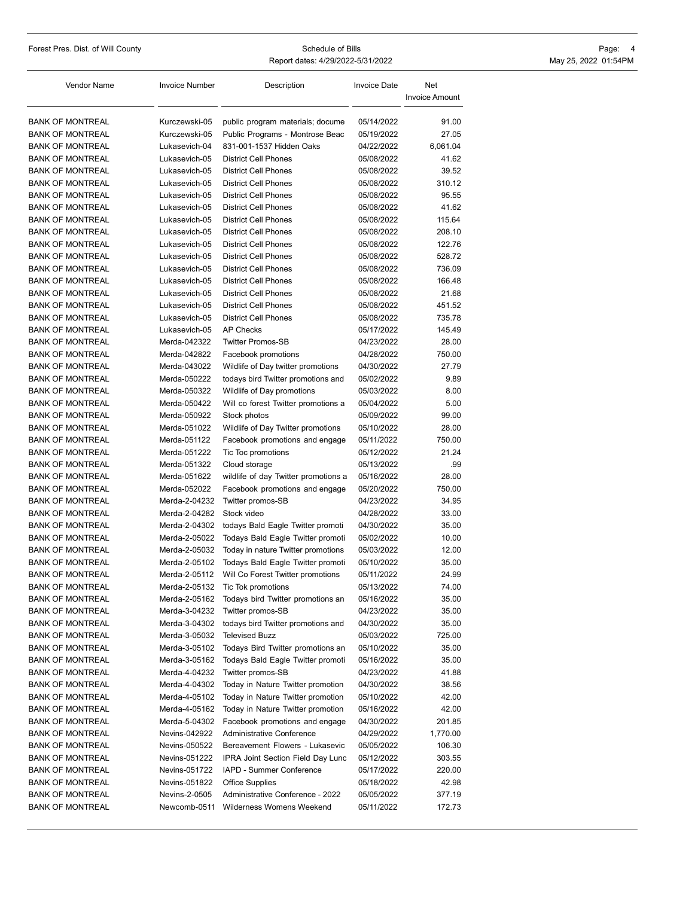| Vendor Name | Invoice Number | Description | Invoice Date | Net Invoice Amount |
|---|---|---|---|---|
| BANK OF MONTREAL | Kurczewski-05 | public program materials; docume | 05/14/2022 | 91.00 |
| BANK OF MONTREAL | Kurczewski-05 | Public Programs - Montrose Beac | 05/19/2022 | 27.05 |
| BANK OF MONTREAL | Lukasevich-04 | 831-001-1537 Hidden Oaks | 04/22/2022 | 6,061.04 |
| BANK OF MONTREAL | Lukasevich-05 | District Cell Phones | 05/08/2022 | 41.62 |
| BANK OF MONTREAL | Lukasevich-05 | District Cell Phones | 05/08/2022 | 39.52 |
| BANK OF MONTREAL | Lukasevich-05 | District Cell Phones | 05/08/2022 | 310.12 |
| BANK OF MONTREAL | Lukasevich-05 | District Cell Phones | 05/08/2022 | 95.55 |
| BANK OF MONTREAL | Lukasevich-05 | District Cell Phones | 05/08/2022 | 41.62 |
| BANK OF MONTREAL | Lukasevich-05 | District Cell Phones | 05/08/2022 | 115.64 |
| BANK OF MONTREAL | Lukasevich-05 | District Cell Phones | 05/08/2022 | 208.10 |
| BANK OF MONTREAL | Lukasevich-05 | District Cell Phones | 05/08/2022 | 122.76 |
| BANK OF MONTREAL | Lukasevich-05 | District Cell Phones | 05/08/2022 | 528.72 |
| BANK OF MONTREAL | Lukasevich-05 | District Cell Phones | 05/08/2022 | 736.09 |
| BANK OF MONTREAL | Lukasevich-05 | District Cell Phones | 05/08/2022 | 166.48 |
| BANK OF MONTREAL | Lukasevich-05 | District Cell Phones | 05/08/2022 | 21.68 |
| BANK OF MONTREAL | Lukasevich-05 | District Cell Phones | 05/08/2022 | 451.52 |
| BANK OF MONTREAL | Lukasevich-05 | District Cell Phones | 05/08/2022 | 735.78 |
| BANK OF MONTREAL | Lukasevich-05 | AP Checks | 05/17/2022 | 145.49 |
| BANK OF MONTREAL | Merda-042322 | Twitter Promos-SB | 04/23/2022 | 28.00 |
| BANK OF MONTREAL | Merda-042822 | Facebook promotions | 04/28/2022 | 750.00 |
| BANK OF MONTREAL | Merda-043022 | Wildlife of Day twitter promotions | 04/30/2022 | 27.79 |
| BANK OF MONTREAL | Merda-050222 | todays bird Twitter promotions and | 05/02/2022 | 9.89 |
| BANK OF MONTREAL | Merda-050322 | Wildlife of Day promotions | 05/03/2022 | 8.00 |
| BANK OF MONTREAL | Merda-050422 | Will co forest Twitter promotions a | 05/04/2022 | 5.00 |
| BANK OF MONTREAL | Merda-050922 | Stock photos | 05/09/2022 | 99.00 |
| BANK OF MONTREAL | Merda-051022 | Wildlife of Day Twitter promotions | 05/10/2022 | 28.00 |
| BANK OF MONTREAL | Merda-051122 | Facebook promotions and engage | 05/11/2022 | 750.00 |
| BANK OF MONTREAL | Merda-051222 | Tic Toc promotions | 05/12/2022 | 21.24 |
| BANK OF MONTREAL | Merda-051322 | Cloud storage | 05/13/2022 | .99 |
| BANK OF MONTREAL | Merda-051622 | wildlife of day Twitter promotions a | 05/16/2022 | 28.00 |
| BANK OF MONTREAL | Merda-052022 | Facebook promotions and engage | 05/20/2022 | 750.00 |
| BANK OF MONTREAL | Merda-2-04232 | Twitter promos-SB | 04/23/2022 | 34.95 |
| BANK OF MONTREAL | Merda-2-04282 | Stock video | 04/28/2022 | 33.00 |
| BANK OF MONTREAL | Merda-2-04302 | todays Bald Eagle Twitter promoti | 04/30/2022 | 35.00 |
| BANK OF MONTREAL | Merda-2-05022 | Todays Bald Eagle Twitter promoti | 05/02/2022 | 10.00 |
| BANK OF MONTREAL | Merda-2-05032 | Today in nature Twitter promotions | 05/03/2022 | 12.00 |
| BANK OF MONTREAL | Merda-2-05102 | Todays Bald Eagle Twitter promoti | 05/10/2022 | 35.00 |
| BANK OF MONTREAL | Merda-2-05112 | Will Co Forest Twitter promotions | 05/11/2022 | 24.99 |
| BANK OF MONTREAL | Merda-2-05132 | Tic Tok promotions | 05/13/2022 | 74.00 |
| BANK OF MONTREAL | Merda-2-05162 | Todays bird Twitter promotions an | 05/16/2022 | 35.00 |
| BANK OF MONTREAL | Merda-3-04232 | Twitter promos-SB | 04/23/2022 | 35.00 |
| BANK OF MONTREAL | Merda-3-04302 | todays bird Twitter promotions and | 04/30/2022 | 35.00 |
| BANK OF MONTREAL | Merda-3-05032 | Televised Buzz | 05/03/2022 | 725.00 |
| BANK OF MONTREAL | Merda-3-05102 | Todays Bird Twitter promotions an | 05/10/2022 | 35.00 |
| BANK OF MONTREAL | Merda-3-05162 | Todays Bald Eagle Twitter promoti | 05/16/2022 | 35.00 |
| BANK OF MONTREAL | Merda-4-04232 | Twitter promos-SB | 04/23/2022 | 41.88 |
| BANK OF MONTREAL | Merda-4-04302 | Today in Nature Twitter promotion | 04/30/2022 | 38.56 |
| BANK OF MONTREAL | Merda-4-05102 | Today in Nature Twitter promotion | 05/10/2022 | 42.00 |
| BANK OF MONTREAL | Merda-4-05162 | Today in Nature Twitter promotion | 05/16/2022 | 42.00 |
| BANK OF MONTREAL | Merda-5-04302 | Facebook promotions and engage | 04/30/2022 | 201.85 |
| BANK OF MONTREAL | Nevins-042922 | Administrative Conference | 04/29/2022 | 1,770.00 |
| BANK OF MONTREAL | Nevins-050522 | Bereavement Flowers - Lukasevic | 05/05/2022 | 106.30 |
| BANK OF MONTREAL | Nevins-051222 | IPRA Joint Section Field Day Lunc | 05/12/2022 | 303.55 |
| BANK OF MONTREAL | Nevins-051722 | IAPD - Summer Conference | 05/17/2022 | 220.00 |
| BANK OF MONTREAL | Nevins-051822 | Office Supplies | 05/18/2022 | 42.98 |
| BANK OF MONTREAL | Nevins-2-0505 | Administrative Conference - 2022 | 05/05/2022 | 377.19 |
| BANK OF MONTREAL | Newcomb-0511 | Wilderness Womens Weekend | 05/11/2022 | 172.73 |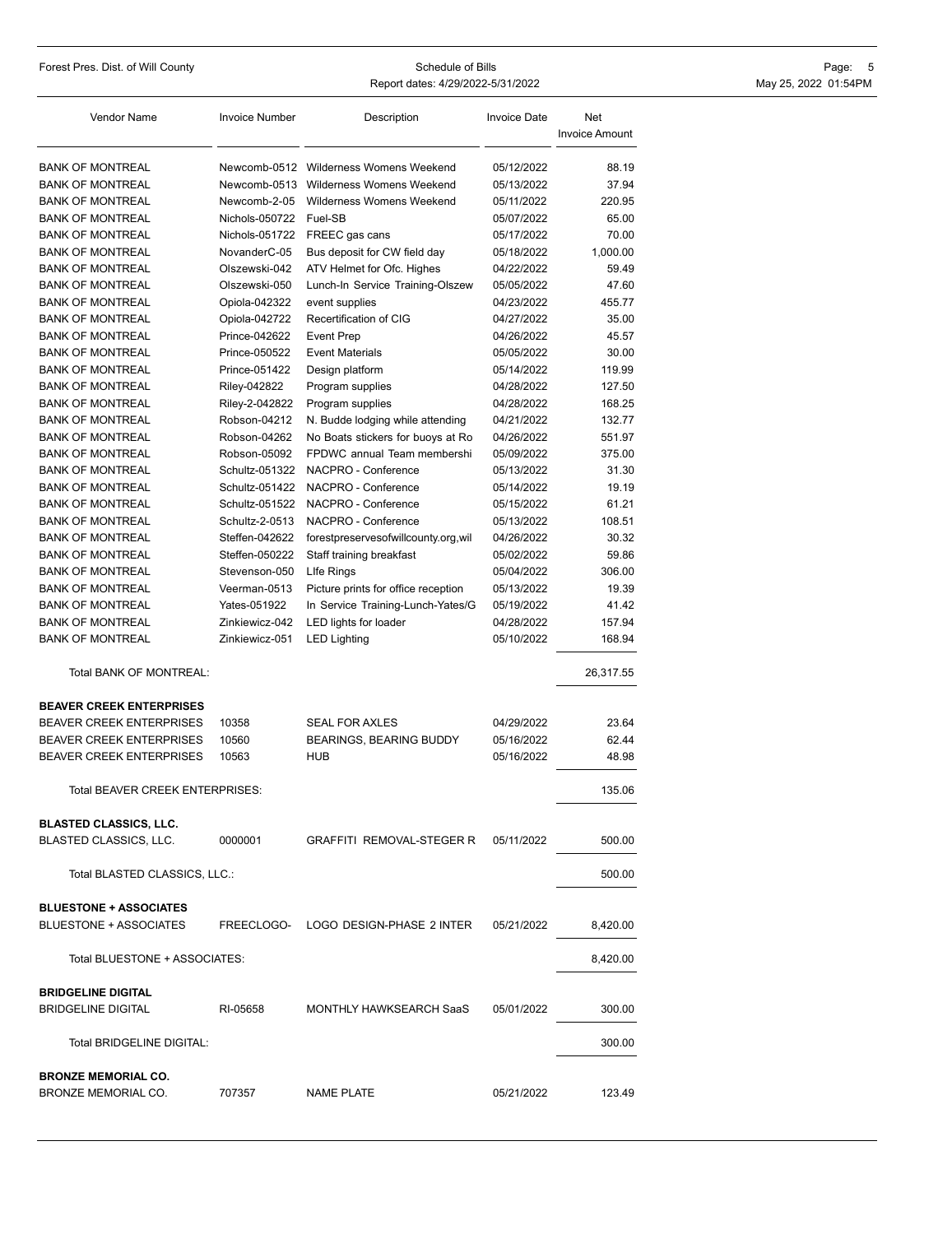| Vendor Name | Invoice Number | Description | Invoice Date | Net Invoice Amount |
|---|---|---|---|---|
| BANK OF MONTREAL | Newcomb-0512 | Wilderness Womens Weekend | 05/12/2022 | 88.19 |
| BANK OF MONTREAL | Newcomb-0513 | Wilderness Womens Weekend | 05/13/2022 | 37.94 |
| BANK OF MONTREAL | Newcomb-2-05 | Wilderness Womens Weekend | 05/11/2022 | 220.95 |
| BANK OF MONTREAL | Nichols-050722 | Fuel-SB | 05/07/2022 | 65.00 |
| BANK OF MONTREAL | Nichols-051722 | FREEC gas cans | 05/17/2022 | 70.00 |
| BANK OF MONTREAL | NovanderC-05 | Bus deposit for CW field day | 05/18/2022 | 1,000.00 |
| BANK OF MONTREAL | Olszewski-042 | ATV Helmet for Ofc. Highes | 04/22/2022 | 59.49 |
| BANK OF MONTREAL | Olszewski-050 | Lunch-In Service Training-Olszew | 05/05/2022 | 47.60 |
| BANK OF MONTREAL | Opiola-042322 | event supplies | 04/23/2022 | 455.77 |
| BANK OF MONTREAL | Opiola-042722 | Recertification of CIG | 04/27/2022 | 35.00 |
| BANK OF MONTREAL | Prince-042622 | Event Prep | 04/26/2022 | 45.57 |
| BANK OF MONTREAL | Prince-050522 | Event Materials | 05/05/2022 | 30.00 |
| BANK OF MONTREAL | Prince-051422 | Design platform | 05/14/2022 | 119.99 |
| BANK OF MONTREAL | Riley-042822 | Program supplies | 04/28/2022 | 127.50 |
| BANK OF MONTREAL | Riley-2-042822 | Program supplies | 04/28/2022 | 168.25 |
| BANK OF MONTREAL | Robson-04212 | N. Budde lodging while attending | 04/21/2022 | 132.77 |
| BANK OF MONTREAL | Robson-04262 | No Boats stickers for buoys at Ro | 04/26/2022 | 551.97 |
| BANK OF MONTREAL | Robson-05092 | FPDWC annual Team membershi | 05/09/2022 | 375.00 |
| BANK OF MONTREAL | Schultz-051322 | NACPRO - Conference | 05/13/2022 | 31.30 |
| BANK OF MONTREAL | Schultz-051422 | NACPRO - Conference | 05/14/2022 | 19.19 |
| BANK OF MONTREAL | Schultz-051522 | NACPRO - Conference | 05/15/2022 | 61.21 |
| BANK OF MONTREAL | Schultz-2-0513 | NACPRO - Conference | 05/13/2022 | 108.51 |
| BANK OF MONTREAL | Steffen-042622 | forestpreservesofwillcounty.org,wil | 04/26/2022 | 30.32 |
| BANK OF MONTREAL | Steffen-050222 | Staff training breakfast | 05/02/2022 | 59.86 |
| BANK OF MONTREAL | Stevenson-050 | LIfe Rings | 05/04/2022 | 306.00 |
| BANK OF MONTREAL | Veerman-0513 | Picture prints for office reception | 05/13/2022 | 19.39 |
| BANK OF MONTREAL | Yates-051922 | In Service Training-Lunch-Yates/G | 05/19/2022 | 41.42 |
| BANK OF MONTREAL | Zinkiewicz-042 | LED lights for loader | 04/28/2022 | 157.94 |
| BANK OF MONTREAL | Zinkiewicz-051 | LED Lighting | 05/10/2022 | 168.94 |
| Total BANK OF MONTREAL: | | | | 26,317.55 |
| **BEAVER CREEK ENTERPRISES** | | | | |
| BEAVER CREEK ENTERPRISES | 10358 | SEAL FOR AXLES | 04/29/2022 | 23.64 |
| BEAVER CREEK ENTERPRISES | 10560 | BEARINGS, BEARING BUDDY | 05/16/2022 | 62.44 |
| BEAVER CREEK ENTERPRISES | 10563 | HUB | 05/16/2022 | 48.98 |
| Total BEAVER CREEK ENTERPRISES: | | | | 135.06 |
| **BLASTED CLASSICS, LLC.** | | | | |
| BLASTED CLASSICS, LLC. | 0000001 | GRAFFITI REMOVAL-STEGER R | 05/11/2022 | 500.00 |
| Total BLASTED CLASSICS, LLC.: | | | | 500.00 |
| **BLUESTONE + ASSOCIATES** | | | | |
| BLUESTONE + ASSOCIATES | FREECLOGO- | LOGO DESIGN-PHASE 2 INTER | 05/21/2022 | 8,420.00 |
| Total BLUESTONE + ASSOCIATES: | | | | 8,420.00 |
| **BRIDGELINE DIGITAL** | | | | |
| BRIDGELINE DIGITAL | RI-05658 | MONTHLY HAWKSEARCH SaaS | 05/01/2022 | 300.00 |
| Total BRIDGELINE DIGITAL: | | | | 300.00 |
| **BRONZE MEMORIAL CO.** | | | | |
| BRONZE MEMORIAL CO. | 707357 | NAME PLATE | 05/21/2022 | 123.49 |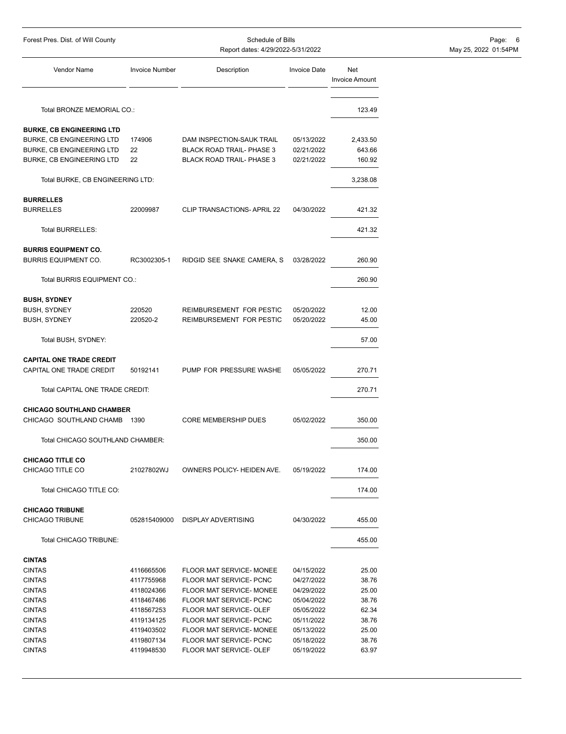| Vendor Name | Invoice Number | Description | Invoice Date | Net Invoice Amount |
|---|---|---|---|---|
| Total BRONZE MEMORIAL CO.: | | | | 123.49 |
| **BURKE, CB ENGINEERING LTD** | | | | |
| BURKE, CB ENGINEERING LTD | 174906 | DAM INSPECTION-SAUK TRAIL | 05/13/2022 | 2,433.50 |
| BURKE, CB ENGINEERING LTD | 22 | BLACK ROAD TRAIL- PHASE 3 | 02/21/2022 | 643.66 |
| BURKE, CB ENGINEERING LTD | 22 | BLACK ROAD TRAIL- PHASE 3 | 02/21/2022 | 160.92 |
| Total BURKE, CB ENGINEERING LTD: | | | | 3,238.08 |
| **BURRELLES** | | | | |
| BURRELLES | 22009987 | CLIP TRANSACTIONS- APRIL 22 | 04/30/2022 | 421.32 |
| Total BURRELLES: | | | | 421.32 |
| **BURRIS EQUIPMENT CO.** | | | | |
| BURRIS EQUIPMENT CO. | RC3002305-1 | RIDGID SEE SNAKE CAMERA, S | 03/28/2022 | 260.90 |
| Total BURRIS EQUIPMENT CO.: | | | | 260.90 |
| **BUSH, SYDNEY** | | | | |
| BUSH, SYDNEY | 220520 | REIMBURSEMENT FOR PESTIC | 05/20/2022 | 12.00 |
| BUSH, SYDNEY | 220520-2 | REIMBURSEMENT FOR PESTIC | 05/20/2022 | 45.00 |
| Total BUSH, SYDNEY: | | | | 57.00 |
| **CAPITAL ONE TRADE CREDIT** | | | | |
| CAPITAL ONE TRADE CREDIT | 50192141 | PUMP FOR PRESSURE WASHE | 05/05/2022 | 270.71 |
| Total CAPITAL ONE TRADE CREDIT: | | | | 270.71 |
| **CHICAGO SOUTHLAND CHAMBER** | | | | |
| CHICAGO SOUTHLAND CHAMB | 1390 | CORE MEMBERSHIP DUES | 05/02/2022 | 350.00 |
| Total CHICAGO SOUTHLAND CHAMBER: | | | | 350.00 |
| **CHICAGO TITLE CO** | | | | |
| CHICAGO TITLE CO | 21027802WJ | OWNERS POLICY- HEIDEN AVE. | 05/19/2022 | 174.00 |
| Total CHICAGO TITLE CO: | | | | 174.00 |
| **CHICAGO TRIBUNE** | | | | |
| CHICAGO TRIBUNE | 052815409000 | DISPLAY ADVERTISING | 04/30/2022 | 455.00 |
| Total CHICAGO TRIBUNE: | | | | 455.00 |
| **CINTAS** | | | | |
| CINTAS | 4116665506 | FLOOR MAT SERVICE- MONEE | 04/15/2022 | 25.00 |
| CINTAS | 4117755968 | FLOOR MAT SERVICE- PCNC | 04/27/2022 | 38.76 |
| CINTAS | 4118024366 | FLOOR MAT SERVICE- MONEE | 04/29/2022 | 25.00 |
| CINTAS | 4118467486 | FLOOR MAT SERVICE- PCNC | 05/04/2022 | 38.76 |
| CINTAS | 4118567253 | FLOOR MAT SERVICE- OLEF | 05/05/2022 | 62.34 |
| CINTAS | 4119134125 | FLOOR MAT SERVICE- PCNC | 05/11/2022 | 38.76 |
| CINTAS | 4119403502 | FLOOR MAT SERVICE- MONEE | 05/13/2022 | 25.00 |
| CINTAS | 4119807134 | FLOOR MAT SERVICE- PCNC | 05/18/2022 | 38.76 |
| CINTAS | 4119948530 | FLOOR MAT SERVICE- OLEF | 05/19/2022 | 63.97 |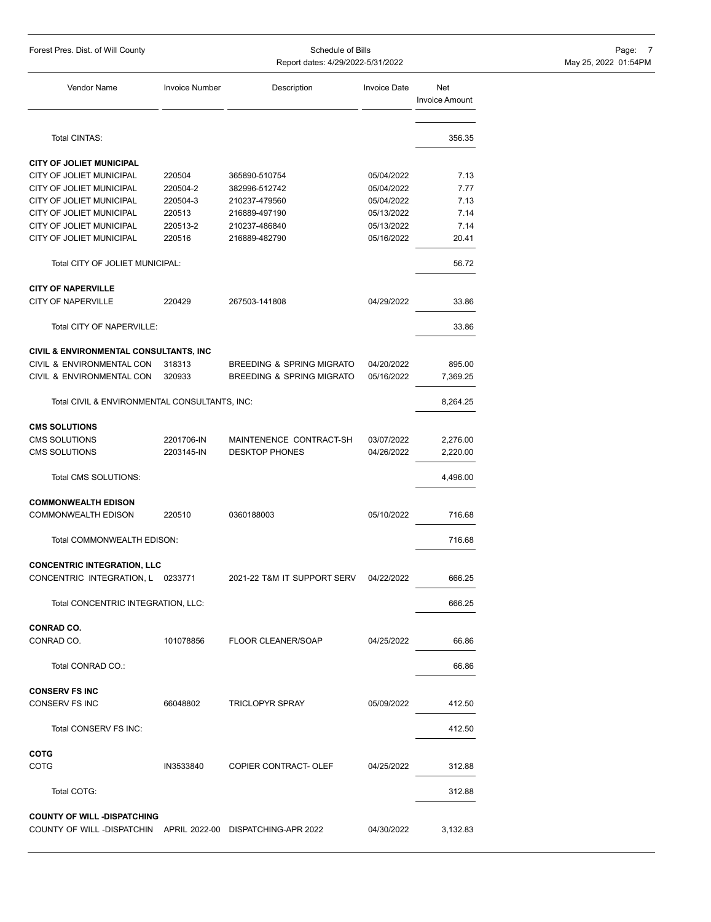| Vendor Name | Invoice Number | Description | Invoice Date | Net Invoice Amount |
|---|---|---|---|---|
| Total CINTAS: | | | | 356.35 |
| **CITY OF JOLIET MUNICIPAL** | | | | |
| CITY OF JOLIET MUNICIPAL | 220504 | 365890-510754 | 05/04/2022 | 7.13 |
| CITY OF JOLIET MUNICIPAL | 220504-2 | 382996-512742 | 05/04/2022 | 7.77 |
| CITY OF JOLIET MUNICIPAL | 220504-3 | 210237-479560 | 05/04/2022 | 7.13 |
| CITY OF JOLIET MUNICIPAL | 220513 | 216889-497190 | 05/13/2022 | 7.14 |
| CITY OF JOLIET MUNICIPAL | 220513-2 | 210237-486840 | 05/13/2022 | 7.14 |
| CITY OF JOLIET MUNICIPAL | 220516 | 216889-482790 | 05/16/2022 | 20.41 |
| Total CITY OF JOLIET MUNICIPAL: | | | | 56.72 |
| **CITY OF NAPERVILLE** | | | | |
| CITY OF NAPERVILLE | 220429 | 267503-141808 | 04/29/2022 | 33.86 |
| Total CITY OF NAPERVILLE: | | | | 33.86 |
| **CIVIL & ENVIRONMENTAL CONSULTANTS, INC** | | | | |
| CIVIL & ENVIRONMENTAL CON | 318313 | BREEDING & SPRING MIGRATO | 04/20/2022 | 895.00 |
| CIVIL & ENVIRONMENTAL CON | 320933 | BREEDING & SPRING MIGRATO | 05/16/2022 | 7,369.25 |
| Total CIVIL & ENVIRONMENTAL CONSULTANTS, INC: | | | | 8,264.25 |
| **CMS SOLUTIONS** | | | | |
| CMS SOLUTIONS | 2201706-IN | MAINTENENCE CONTRACT-SH | 03/07/2022 | 2,276.00 |
| CMS SOLUTIONS | 2203145-IN | DESKTOP PHONES | 04/26/2022 | 2,220.00 |
| Total CMS SOLUTIONS: | | | | 4,496.00 |
| **COMMONWEALTH EDISON** | | | | |
| COMMONWEALTH EDISON | 220510 | 0360188003 | 05/10/2022 | 716.68 |
| Total COMMONWEALTH EDISON: | | | | 716.68 |
| **CONCENTRIC INTEGRATION, LLC** | | | | |
| CONCENTRIC INTEGRATION, L | 0233771 | 2021-22 T&M IT SUPPORT SERV | 04/22/2022 | 666.25 |
| Total CONCENTRIC INTEGRATION, LLC: | | | | 666.25 |
| **CONRAD CO.** | | | | |
| CONRAD CO. | 101078856 | FLOOR CLEANER/SOAP | 04/25/2022 | 66.86 |
| Total CONRAD CO.: | | | | 66.86 |
| **CONSERV FS INC** | | | | |
| CONSERV FS INC | 66048802 | TRICLOPYR SPRAY | 05/09/2022 | 412.50 |
| Total CONSERV FS INC: | | | | 412.50 |
| **COTG** | | | | |
| COTG | IN3533840 | COPIER CONTRACT- OLEF | 04/25/2022 | 312.88 |
| Total COTG: | | | | 312.88 |
| **COUNTY OF WILL -DISPATCHING** | | | | |
| COUNTY OF WILL -DISPATCHIN | APRIL 2022-00 | DISPATCHING-APR 2022 | 04/30/2022 | 3,132.83 |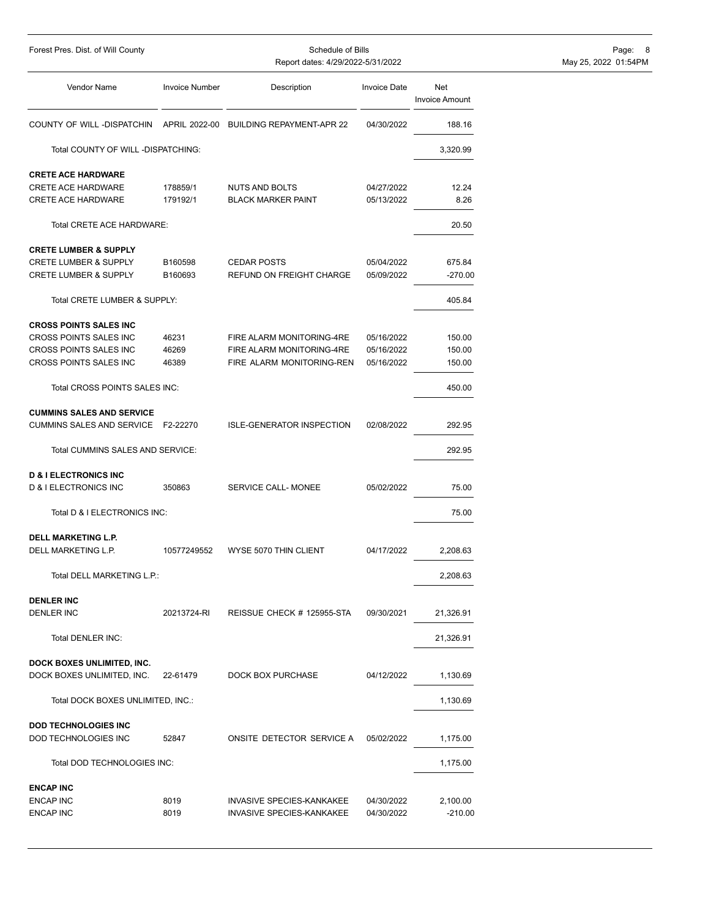| Vendor Name | Invoice Number | Description | Invoice Date | Net Invoice Amount |
|---|---|---|---|---|
| COUNTY OF WILL -DISPATCHIN | APRIL 2022-00 | BUILDING REPAYMENT-APR 22 | 04/30/2022 | 188.16 |
| Total COUNTY OF WILL -DISPATCHING: | | | | 3,320.99 |
| **CRETE ACE HARDWARE** | | | | |
| CRETE ACE HARDWARE | 178859/1 | NUTS AND BOLTS | 04/27/2022 | 12.24 |
| CRETE ACE HARDWARE | 179192/1 | BLACK MARKER PAINT | 05/13/2022 | 8.26 |
| Total CRETE ACE HARDWARE: | | | | 20.50 |
| **CRETE LUMBER & SUPPLY** | | | | |
| CRETE LUMBER & SUPPLY | B160598 | CEDAR POSTS | 05/04/2022 | 675.84 |
| CRETE LUMBER & SUPPLY | B160693 | REFUND ON FREIGHT CHARGE | 05/09/2022 | -270.00 |
| Total CRETE LUMBER & SUPPLY: | | | | 405.84 |
| **CROSS POINTS SALES INC** | | | | |
| CROSS POINTS SALES INC | 46231 | FIRE ALARM MONITORING-4RE | 05/16/2022 | 150.00 |
| CROSS POINTS SALES INC | 46269 | FIRE ALARM MONITORING-4RE | 05/16/2022 | 150.00 |
| CROSS POINTS SALES INC | 46389 | FIRE ALARM MONITORING-REN | 05/16/2022 | 150.00 |
| Total CROSS POINTS SALES INC: | | | | 450.00 |
| **CUMMINS SALES AND SERVICE** | | | | |
| CUMMINS SALES AND SERVICE | F2-22270 | ISLE-GENERATOR INSPECTION | 02/08/2022 | 292.95 |
| Total CUMMINS SALES AND SERVICE: | | | | 292.95 |
| **D & I ELECTRONICS INC** | | | | |
| D & I ELECTRONICS INC | 350863 | SERVICE CALL- MONEE | 05/02/2022 | 75.00 |
| Total D & I ELECTRONICS INC: | | | | 75.00 |
| **DELL MARKETING L.P.** | | | | |
| DELL MARKETING L.P. | 10577249552 | WYSE 5070 THIN CLIENT | 04/17/2022 | 2,208.63 |
| Total DELL MARKETING L.P.: | | | | 2,208.63 |
| **DENLER INC** | | | | |
| DENLER INC | 20213724-RI | REISSUE CHECK # 125955-STA | 09/30/2021 | 21,326.91 |
| Total DENLER INC: | | | | 21,326.91 |
| **DOCK BOXES UNLIMITED, INC.** | | | | |
| DOCK BOXES UNLIMITED, INC. | 22-61479 | DOCK BOX PURCHASE | 04/12/2022 | 1,130.69 |
| Total DOCK BOXES UNLIMITED, INC.: | | | | 1,130.69 |
| **DOD TECHNOLOGIES INC** | | | | |
| DOD TECHNOLOGIES INC | 52847 | ONSITE DETECTOR SERVICE A | 05/02/2022 | 1,175.00 |
| Total DOD TECHNOLOGIES INC: | | | | 1,175.00 |
| **ENCAP INC** | | | | |
| ENCAP INC | 8019 | INVASIVE SPECIES-KANKAKEE | 04/30/2022 | 2,100.00 |
| ENCAP INC | 8019 | INVASIVE SPECIES-KANKAKEE | 04/30/2022 | -210.00 |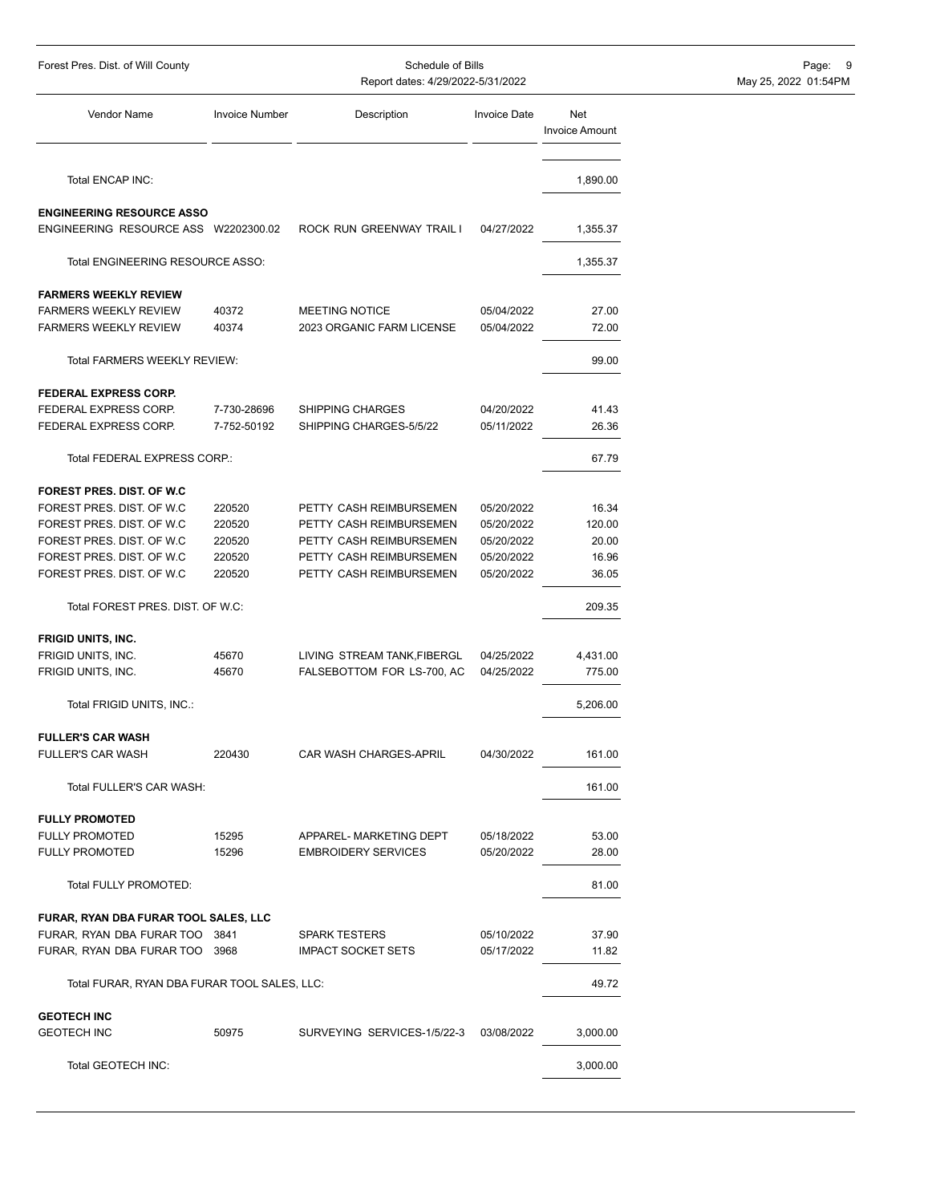| Vendor Name | Invoice Number | Description | Invoice Date | Net Invoice Amount |
|---|---|---|---|---|
| Total ENCAP INC: | | | | 1,890.00 |
| **ENGINEERING RESOURCE ASSO** | | | | |
| ENGINEERING RESOURCE ASS | W2202300.02 | ROCK RUN GREENWAY TRAIL I | 04/27/2022 | 1,355.37 |
| Total ENGINEERING RESOURCE ASSO: | | | | 1,355.37 |
| **FARMERS WEEKLY REVIEW** | | | | |
| FARMERS WEEKLY REVIEW | 40372 | MEETING NOTICE | 05/04/2022 | 27.00 |
| FARMERS WEEKLY REVIEW | 40374 | 2023 ORGANIC FARM LICENSE | 05/04/2022 | 72.00 |
| Total FARMERS WEEKLY REVIEW: | | | | 99.00 |
| **FEDERAL EXPRESS CORP.** | | | | |
| FEDERAL EXPRESS CORP. | 7-730-28696 | SHIPPING CHARGES | 04/20/2022 | 41.43 |
| FEDERAL EXPRESS CORP. | 7-752-50192 | SHIPPING CHARGES-5/5/22 | 05/11/2022 | 26.36 |
| Total FEDERAL EXPRESS CORP.: | | | | 67.79 |
| **FOREST PRES. DIST. OF W.C** | | | | |
| FOREST PRES. DIST. OF W.C | 220520 | PETTY CASH REIMBURSEMEN | 05/20/2022 | 16.34 |
| FOREST PRES. DIST. OF W.C | 220520 | PETTY CASH REIMBURSEMEN | 05/20/2022 | 120.00 |
| FOREST PRES. DIST. OF W.C | 220520 | PETTY CASH REIMBURSEMEN | 05/20/2022 | 20.00 |
| FOREST PRES. DIST. OF W.C | 220520 | PETTY CASH REIMBURSEMEN | 05/20/2022 | 16.96 |
| FOREST PRES. DIST. OF W.C | 220520 | PETTY CASH REIMBURSEMEN | 05/20/2022 | 36.05 |
| Total FOREST PRES. DIST. OF W.C: | | | | 209.35 |
| **FRIGID UNITS, INC.** | | | | |
| FRIGID UNITS, INC. | 45670 | LIVING STREAM TANK,FIBERGL | 04/25/2022 | 4,431.00 |
| FRIGID UNITS, INC. | 45670 | FALSEBOTTOM FOR LS-700, AC | 04/25/2022 | 775.00 |
| Total FRIGID UNITS, INC.: | | | | 5,206.00 |
| **FULLER'S CAR WASH** | | | | |
| FULLER'S CAR WASH | 220430 | CAR WASH CHARGES-APRIL | 04/30/2022 | 161.00 |
| Total FULLER'S CAR WASH: | | | | 161.00 |
| **FULLY PROMOTED** | | | | |
| FULLY PROMOTED | 15295 | APPAREL- MARKETING DEPT | 05/18/2022 | 53.00 |
| FULLY PROMOTED | 15296 | EMBROIDERY SERVICES | 05/20/2022 | 28.00 |
| Total FULLY PROMOTED: | | | | 81.00 |
| **FURAR, RYAN DBA FURAR TOOL SALES, LLC** | | | | |
| FURAR, RYAN DBA FURAR TOO | 3841 | SPARK TESTERS | 05/10/2022 | 37.90 |
| FURAR, RYAN DBA FURAR TOO | 3968 | IMPACT SOCKET SETS | 05/17/2022 | 11.82 |
| Total FURAR, RYAN DBA FURAR TOOL SALES, LLC: | | | | 49.72 |
| **GEOTECH INC** | | | | |
| GEOTECH INC | 50975 | SURVEYING SERVICES-1/5/22-3 | 03/08/2022 | 3,000.00 |
| Total GEOTECH INC: | | | | 3,000.00 |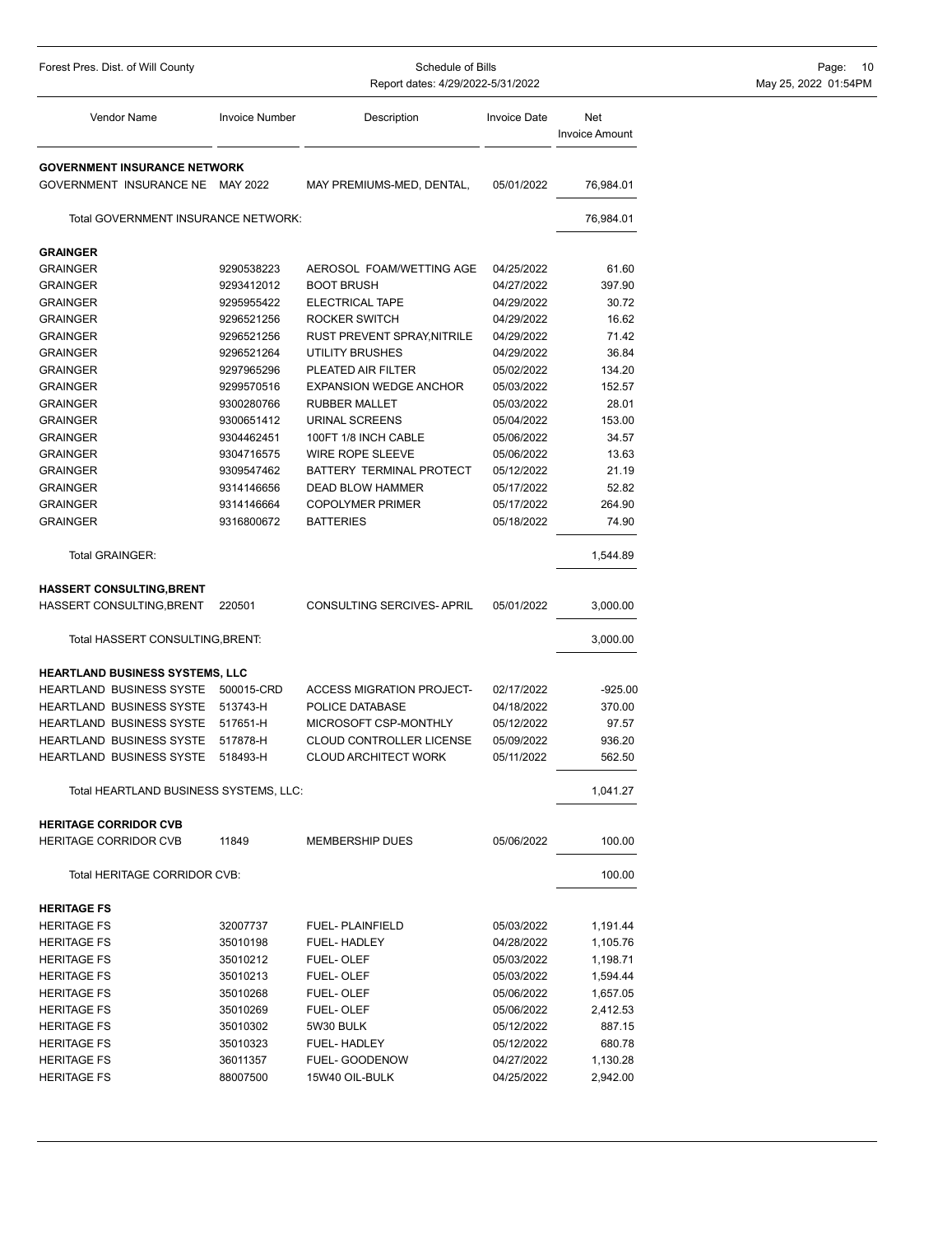| Vendor Name | Invoice Number | Description | Invoice Date | Net Invoice Amount |
|---|---|---|---|---|
| **GOVERNMENT INSURANCE NETWORK** | | | | |
| GOVERNMENT INSURANCE NE | MAY 2022 | MAY PREMIUMS-MED, DENTAL, | 05/01/2022 | 76,984.01 |
| Total GOVERNMENT INSURANCE NETWORK: | | | | 76,984.01 |
| **GRAINGER** | | | | |
| GRAINGER | 9290538223 | AEROSOL FOAM/WETTING AGE | 04/25/2022 | 61.60 |
| GRAINGER | 9293412012 | BOOT BRUSH | 04/27/2022 | 397.90 |
| GRAINGER | 9295955422 | ELECTRICAL TAPE | 04/29/2022 | 30.72 |
| GRAINGER | 9296521256 | ROCKER SWITCH | 04/29/2022 | 16.62 |
| GRAINGER | 9296521256 | RUST PREVENT SPRAY,NITRILE | 04/29/2022 | 71.42 |
| GRAINGER | 9296521264 | UTILITY BRUSHES | 04/29/2022 | 36.84 |
| GRAINGER | 9297965296 | PLEATED AIR FILTER | 05/02/2022 | 134.20 |
| GRAINGER | 9299570516 | EXPANSION WEDGE ANCHOR | 05/03/2022 | 152.57 |
| GRAINGER | 9300280766 | RUBBER MALLET | 05/03/2022 | 28.01 |
| GRAINGER | 9300651412 | URINAL SCREENS | 05/04/2022 | 153.00 |
| GRAINGER | 9304462451 | 100FT 1/8 INCH CABLE | 05/06/2022 | 34.57 |
| GRAINGER | 9304716575 | WIRE ROPE SLEEVE | 05/06/2022 | 13.63 |
| GRAINGER | 9309547462 | BATTERY TERMINAL PROTECT | 05/12/2022 | 21.19 |
| GRAINGER | 9314146656 | DEAD BLOW HAMMER | 05/17/2022 | 52.82 |
| GRAINGER | 9314146664 | COPOLYMER PRIMER | 05/17/2022 | 264.90 |
| GRAINGER | 9316800672 | BATTERIES | 05/18/2022 | 74.90 |
| Total GRAINGER: | | | | 1,544.89 |
| **HASSERT CONSULTING,BRENT** | | | | |
| HASSERT CONSULTING,BRENT | 220501 | CONSULTING SERCIVES- APRIL | 05/01/2022 | 3,000.00 |
| Total HASSERT CONSULTING,BRENT: | | | | 3,000.00 |
| **HEARTLAND BUSINESS SYSTEMS, LLC** | | | | |
| HEARTLAND BUSINESS SYSTE | 500015-CRD | ACCESS MIGRATION PROJECT- | 02/17/2022 | -925.00 |
| HEARTLAND BUSINESS SYSTE | 513743-H | POLICE DATABASE | 04/18/2022 | 370.00 |
| HEARTLAND BUSINESS SYSTE | 517651-H | MICROSOFT CSP-MONTHLY | 05/12/2022 | 97.57 |
| HEARTLAND BUSINESS SYSTE | 517878-H | CLOUD CONTROLLER LICENSE | 05/09/2022 | 936.20 |
| HEARTLAND BUSINESS SYSTE | 518493-H | CLOUD ARCHITECT WORK | 05/11/2022 | 562.50 |
| Total HEARTLAND BUSINESS SYSTEMS, LLC: | | | | 1,041.27 |
| **HERITAGE CORRIDOR CVB** | | | | |
| HERITAGE CORRIDOR CVB | 11849 | MEMBERSHIP DUES | 05/06/2022 | 100.00 |
| Total HERITAGE CORRIDOR CVB: | | | | 100.00 |
| **HERITAGE FS** | | | | |
| HERITAGE FS | 32007737 | FUEL- PLAINFIELD | 05/03/2022 | 1,191.44 |
| HERITAGE FS | 35010198 | FUEL- HADLEY | 04/28/2022 | 1,105.76 |
| HERITAGE FS | 35010212 | FUEL- OLEF | 05/03/2022 | 1,198.71 |
| HERITAGE FS | 35010213 | FUEL- OLEF | 05/03/2022 | 1,594.44 |
| HERITAGE FS | 35010268 | FUEL- OLEF | 05/06/2022 | 1,657.05 |
| HERITAGE FS | 35010269 | FUEL- OLEF | 05/06/2022 | 2,412.53 |
| HERITAGE FS | 35010302 | 5W30 BULK | 05/12/2022 | 887.15 |
| HERITAGE FS | 35010323 | FUEL- HADLEY | 05/12/2022 | 680.78 |
| HERITAGE FS | 36011357 | FUEL- GOODENOW | 04/27/2022 | 1,130.28 |
| HERITAGE FS | 88007500 | 15W40 OIL-BULK | 04/25/2022 | 2,942.00 |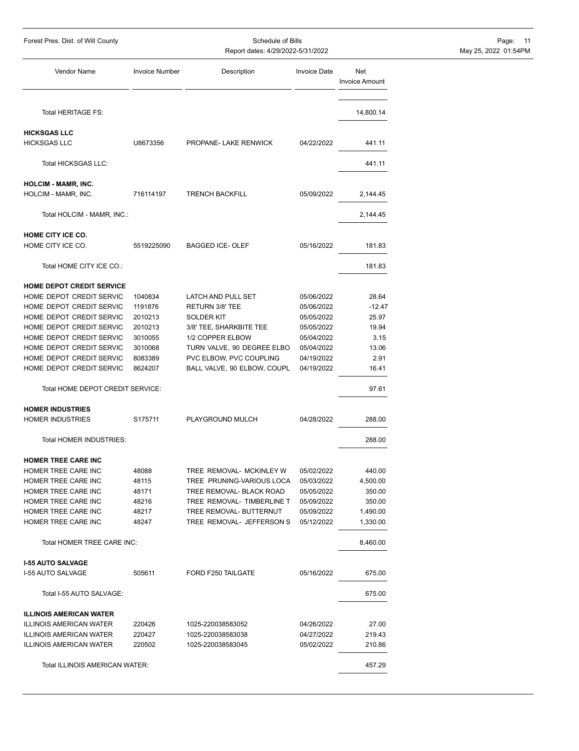| Vendor Name | Invoice Number | Description | Invoice Date | Net Invoice Amount |
|---|---|---|---|---|
| Total HERITAGE FS: | | | | 14,800.14 |
| **HICKSGAS LLC** | | | | |
| HICKSGAS LLC | U8673356 | PROPANE- LAKE RENWICK | 04/22/2022 | 441.11 |
| Total HICKSGAS LLC: | | | | 441.11 |
| **HOLCIM - MAMR, INC.** | | | | |
| HOLCIM - MAMR, INC. | 716114197 | TRENCH BACKFILL | 05/09/2022 | 2,144.45 |
| Total HOLCIM - MAMR, INC.: | | | | 2,144.45 |
| **HOME CITY ICE CO.** | | | | |
| HOME CITY ICE CO. | 5519225090 | BAGGED ICE- OLEF | 05/16/2022 | 181.83 |
| Total HOME CITY ICE CO.: | | | | 181.83 |
| **HOME DEPOT CREDIT SERVICE** | | | | |
| HOME DEPOT CREDIT SERVIC | 1040834 | LATCH AND PULL SET | 05/06/2022 | 28.64 |
| HOME DEPOT CREDIT SERVIC | 1191876 | RETURN 3/8' TEE | 05/06/2022 | -12.47 |
| HOME DEPOT CREDIT SERVIC | 2010213 | SOLDER KIT | 05/05/2022 | 25.97 |
| HOME DEPOT CREDIT SERVIC | 2010213 | 3/8' TEE, SHARKBITE TEE | 05/05/2022 | 19.94 |
| HOME DEPOT CREDIT SERVIC | 3010055 | 1/2 COPPER ELBOW | 05/04/2022 | 3.15 |
| HOME DEPOT CREDIT SERVIC | 3010068 | TURN VALVE, 90 DEGREE ELBO | 05/04/2022 | 13.06 |
| HOME DEPOT CREDIT SERVIC | 8083389 | PVC ELBOW, PVC COUPLING | 04/19/2022 | 2.91 |
| HOME DEPOT CREDIT SERVIC | 8624207 | BALL VALVE, 90 ELBOW, COUPL | 04/19/2022 | 16.41 |
| Total HOME DEPOT CREDIT SERVICE: | | | | 97.61 |
| **HOMER INDUSTRIES** | | | | |
| HOMER INDUSTRIES | S175711 | PLAYGROUND MULCH | 04/28/2022 | 288.00 |
| Total HOMER INDUSTRIES: | | | | 288.00 |
| **HOMER TREE CARE INC** | | | | |
| HOMER TREE CARE INC | 48088 | TREE REMOVAL- MCKINLEY W | 05/02/2022 | 440.00 |
| HOMER TREE CARE INC | 48115 | TREE PRUNING-VARIOUS LOCA | 05/03/2022 | 4,500.00 |
| HOMER TREE CARE INC | 48171 | TREE REMOVAL- BLACK ROAD | 05/05/2022 | 350.00 |
| HOMER TREE CARE INC | 48216 | TREE REMOVAL- TIMBERLINE T | 05/09/2022 | 350.00 |
| HOMER TREE CARE INC | 48217 | TREE REMOVAL- BUTTERNUT | 05/09/2022 | 1,490.00 |
| HOMER TREE CARE INC | 48247 | TREE REMOVAL- JEFFERSON S | 05/12/2022 | 1,330.00 |
| Total HOMER TREE CARE INC: | | | | 8,460.00 |
| **I-55 AUTO SALVAGE** | | | | |
| I-55 AUTO SALVAGE | 505611 | FORD F250 TAILGATE | 05/16/2022 | 675.00 |
| Total I-55 AUTO SALVAGE: | | | | 675.00 |
| **ILLINOIS AMERICAN WATER** | | | | |
| ILLINOIS AMERICAN WATER | 220426 | 1025-220038583052 | 04/26/2022 | 27.00 |
| ILLINOIS AMERICAN WATER | 220427 | 1025-220038583038 | 04/27/2022 | 219.43 |
| ILLINOIS AMERICAN WATER | 220502 | 1025-220038583045 | 05/02/2022 | 210.86 |
| Total ILLINOIS AMERICAN WATER: | | | | 457.29 |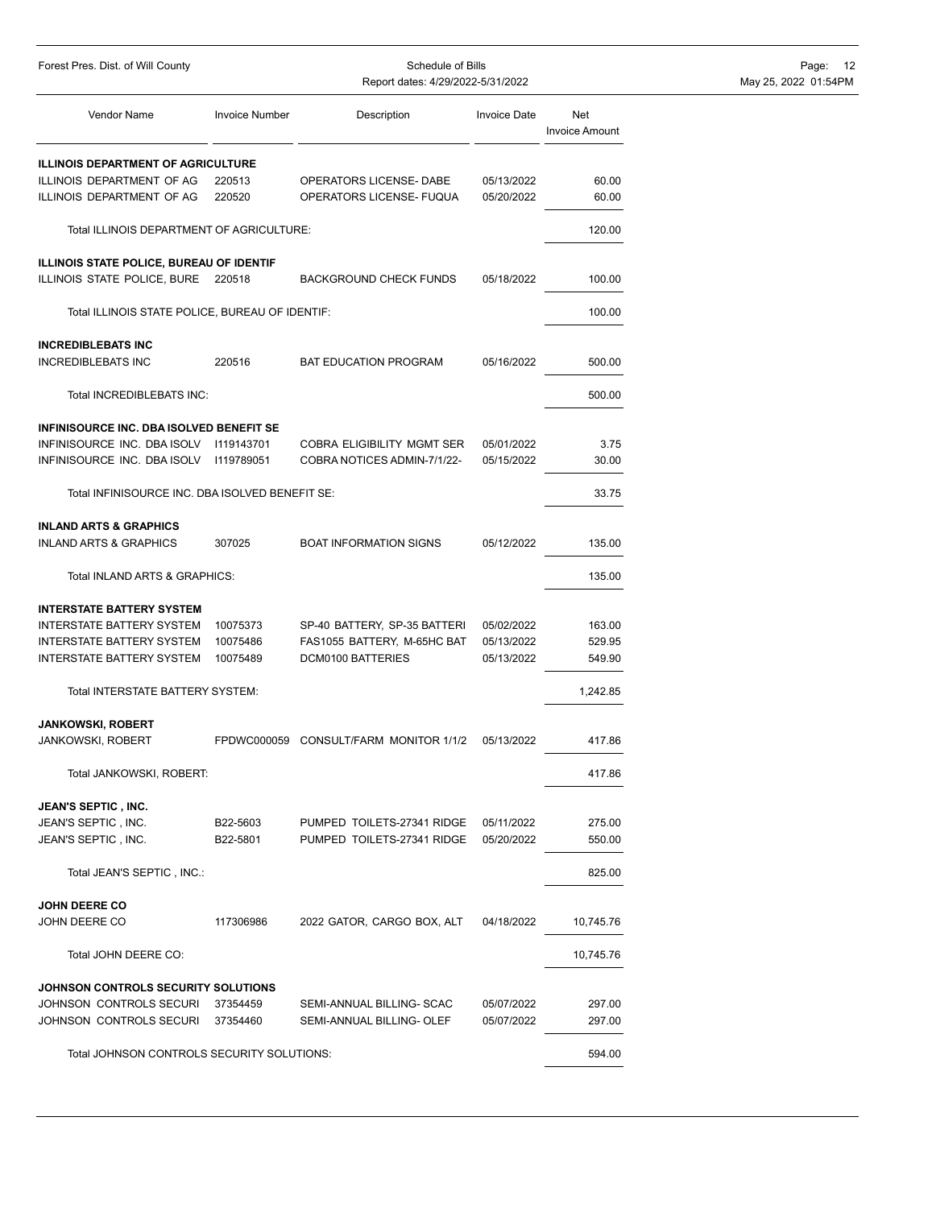| Vendor Name | Invoice Number | Description | Invoice Date | Net Invoice Amount |
|---|---|---|---|---|
| **ILLINOIS DEPARTMENT OF AGRICULTURE** | | | | |
| ILLINOIS DEPARTMENT OF AG | 220513 | OPERATORS LICENSE- DABE | 05/13/2022 | 60.00 |
| ILLINOIS DEPARTMENT OF AG | 220520 | OPERATORS LICENSE- FUQUA | 05/20/2022 | 60.00 |
| Total ILLINOIS DEPARTMENT OF AGRICULTURE: | | | | 120.00 |
| **ILLINOIS STATE POLICE, BUREAU OF IDENTIF** | | | | |
| ILLINOIS STATE POLICE, BURE | 220518 | BACKGROUND CHECK FUNDS | 05/18/2022 | 100.00 |
| Total ILLINOIS STATE POLICE, BUREAU OF IDENTIF: | | | | 100.00 |
| **INCREDIBLEBATS INC** | | | | |
| INCREDIBLEBATS INC | 220516 | BAT EDUCATION PROGRAM | 05/16/2022 | 500.00 |
| Total INCREDIBLEBATS INC: | | | | 500.00 |
| **INFINISOURCE INC. DBA ISOLVED BENEFIT SE** | | | | |
| INFINISOURCE INC. DBA ISOLV | I119143701 | COBRA ELIGIBILITY MGMT SER | 05/01/2022 | 3.75 |
| INFINISOURCE INC. DBA ISOLV | I119789051 | COBRA NOTICES ADMIN-7/1/22- | 05/15/2022 | 30.00 |
| Total INFINISOURCE INC. DBA ISOLVED BENEFIT SE: | | | | 33.75 |
| **INLAND ARTS & GRAPHICS** | | | | |
| INLAND ARTS & GRAPHICS | 307025 | BOAT INFORMATION SIGNS | 05/12/2022 | 135.00 |
| Total INLAND ARTS & GRAPHICS: | | | | 135.00 |
| **INTERSTATE BATTERY SYSTEM** | | | | |
| INTERSTATE BATTERY SYSTEM | 10075373 | SP-40 BATTERY, SP-35 BATTERI | 05/02/2022 | 163.00 |
| INTERSTATE BATTERY SYSTEM | 10075486 | FAS1055 BATTERY, M-65HC BAT | 05/13/2022 | 529.95 |
| INTERSTATE BATTERY SYSTEM | 10075489 | DCM0100 BATTERIES | 05/13/2022 | 549.90 |
| Total INTERSTATE BATTERY SYSTEM: | | | | 1,242.85 |
| **JANKOWSKI, ROBERT** | | | | |
| JANKOWSKI, ROBERT | FPDWC000059 | CONSULT/FARM MONITOR 1/1/2 | 05/13/2022 | 417.86 |
| Total JANKOWSKI, ROBERT: | | | | 417.86 |
| **JEAN'S SEPTIC , INC.** | | | | |
| JEAN'S SEPTIC , INC. | B22-5603 | PUMPED TOILETS-27341 RIDGE | 05/11/2022 | 275.00 |
| JEAN'S SEPTIC , INC. | B22-5801 | PUMPED TOILETS-27341 RIDGE | 05/20/2022 | 550.00 |
| Total JEAN'S SEPTIC , INC.: | | | | 825.00 |
| **JOHN DEERE CO** | | | | |
| JOHN DEERE CO | 117306986 | 2022 GATOR, CARGO BOX, ALT | 04/18/2022 | 10,745.76 |
| Total JOHN DEERE CO: | | | | 10,745.76 |
| **JOHNSON CONTROLS SECURITY SOLUTIONS** | | | | |
| JOHNSON CONTROLS SECURI | 37354459 | SEMI-ANNUAL BILLING- SCAC | 05/07/2022 | 297.00 |
| JOHNSON CONTROLS SECURI | 37354460 | SEMI-ANNUAL BILLING- OLEF | 05/07/2022 | 297.00 |
| Total JOHNSON CONTROLS SECURITY SOLUTIONS: | | | | 594.00 |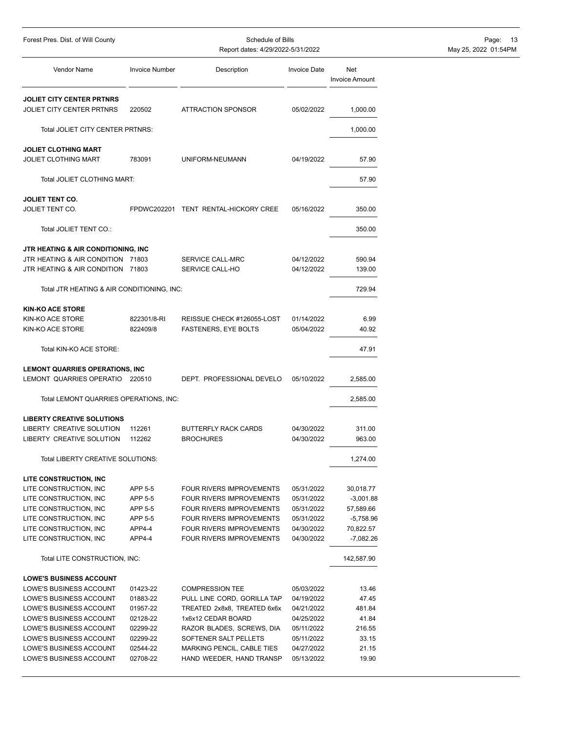| Vendor Name | Invoice Number | Description | Invoice Date | Net Invoice Amount |
|---|---|---|---|---|
| **JOLIET CITY CENTER PRTNRS** | | | | |
| JOLIET CITY CENTER PRTNRS | 220502 | ATTRACTION SPONSOR | 05/02/2022 | 1,000.00 |
| Total JOLIET CITY CENTER PRTNRS: | | | | 1,000.00 |
| **JOLIET CLOTHING MART** | | | | |
| JOLIET CLOTHING MART | 783091 | UNIFORM-NEUMANN | 04/19/2022 | 57.90 |
| Total JOLIET CLOTHING MART: | | | | 57.90 |
| **JOLIET TENT CO.** | | | | |
| JOLIET TENT CO. | FPDWC202201 | TENT RENTAL-HICKORY CREE | 05/16/2022 | 350.00 |
| Total JOLIET TENT CO.: | | | | 350.00 |
| **JTR HEATING & AIR CONDITIONING, INC** | | | | |
| JTR HEATING & AIR CONDITION | 71803 | SERVICE CALL-MRC | 04/12/2022 | 590.94 |
| JTR HEATING & AIR CONDITION | 71803 | SERVICE CALL-HO | 04/12/2022 | 139.00 |
| Total JTR HEATING & AIR CONDITIONING, INC: | | | | 729.94 |
| **KIN-KO ACE STORE** | | | | |
| KIN-KO ACE STORE | 822301/8-RI | REISSUE CHECK #126055-LOST | 01/14/2022 | 6.99 |
| KIN-KO ACE STORE | 822409/8 | FASTENERS, EYE BOLTS | 05/04/2022 | 40.92 |
| Total KIN-KO ACE STORE: | | | | 47.91 |
| **LEMONT QUARRIES OPERATIONS, INC** | | | | |
| LEMONT QUARRIES OPERATIO | 220510 | DEPT. PROFESSIONAL DEVELO | 05/10/2022 | 2,585.00 |
| Total LEMONT QUARRIES OPERATIONS, INC: | | | | 2,585.00 |
| **LIBERTY CREATIVE SOLUTIONS** | | | | |
| LIBERTY CREATIVE SOLUTION | 112261 | BUTTERFLY RACK CARDS | 04/30/2022 | 311.00 |
| LIBERTY CREATIVE SOLUTION | 112262 | BROCHURES | 04/30/2022 | 963.00 |
| Total LIBERTY CREATIVE SOLUTIONS: | | | | 1,274.00 |
| **LITE CONSTRUCTION, INC** | | | | |
| LITE CONSTRUCTION, INC | APP 5-5 | FOUR RIVERS IMPROVEMENTS | 05/31/2022 | 30,018.77 |
| LITE CONSTRUCTION, INC | APP 5-5 | FOUR RIVERS IMPROVEMENTS | 05/31/2022 | -3,001.88 |
| LITE CONSTRUCTION, INC | APP 5-5 | FOUR RIVERS IMPROVEMENTS | 05/31/2022 | 57,589.66 |
| LITE CONSTRUCTION, INC | APP 5-5 | FOUR RIVERS IMPROVEMENTS | 05/31/2022 | -5,758.96 |
| LITE CONSTRUCTION, INC | APP4-4 | FOUR RIVERS IMPROVEMENTS | 04/30/2022 | 70,822.57 |
| LITE CONSTRUCTION, INC | APP4-4 | FOUR RIVERS IMPROVEMENTS | 04/30/2022 | -7,082.26 |
| Total LITE CONSTRUCTION, INC: | | | | 142,587.90 |
| **LOWE'S BUSINESS ACCOUNT** | | | | |
| LOWE'S BUSINESS ACCOUNT | 01423-22 | COMPRESSION TEE | 05/03/2022 | 13.46 |
| LOWE'S BUSINESS ACCOUNT | 01883-22 | PULL LINE CORD, GORILLA TAP | 04/19/2022 | 47.45 |
| LOWE'S BUSINESS ACCOUNT | 01957-22 | TREATED 2x8x8, TREATED 6x6x | 04/21/2022 | 481.84 |
| LOWE'S BUSINESS ACCOUNT | 02128-22 | 1x6x12 CEDAR BOARD | 04/25/2022 | 41.84 |
| LOWE'S BUSINESS ACCOUNT | 02299-22 | RAZOR BLADES, SCREWS, DIA | 05/11/2022 | 216.55 |
| LOWE'S BUSINESS ACCOUNT | 02299-22 | SOFTENER SALT PELLETS | 05/11/2022 | 33.15 |
| LOWE'S BUSINESS ACCOUNT | 02544-22 | MARKING PENCIL, CABLE TIES | 04/27/2022 | 21.15 |
| LOWE'S BUSINESS ACCOUNT | 02708-22 | HAND WEEDER, HAND TRANSP | 05/13/2022 | 19.90 |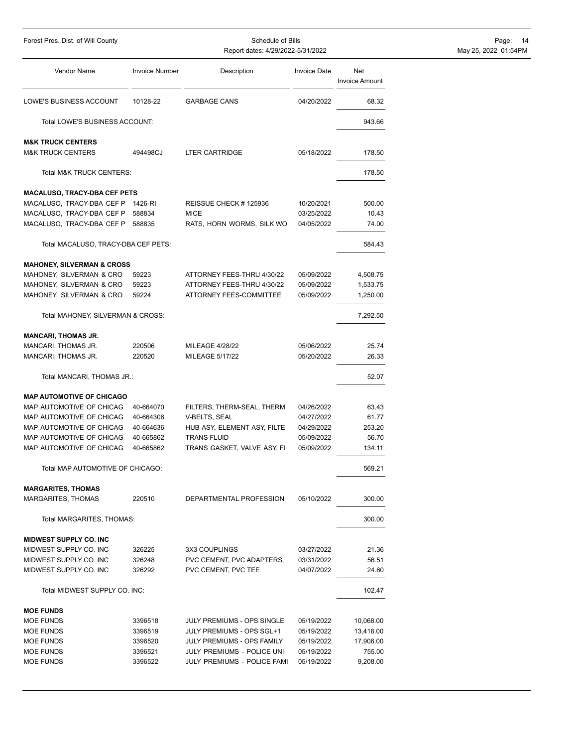| Vendor Name | Invoice Number | Description | Invoice Date | Net Invoice Amount |
|---|---|---|---|---|
| LOWE'S BUSINESS ACCOUNT | 10128-22 | GARBAGE CANS | 04/20/2022 | 68.32 |
| Total LOWE'S BUSINESS ACCOUNT: | | | | 943.66 |
| **M&K TRUCK CENTERS** | | | | |
| M&K TRUCK CENTERS | 494498CJ | LTER CARTRIDGE | 05/18/2022 | 178.50 |
| Total M&K TRUCK CENTERS: | | | | 178.50 |
| **MACALUSO, TRACY-DBA CEF PETS** | | | | |
| MACALUSO, TRACY-DBA CEF P | 1426-RI | REISSUE CHECK # 125936 | 10/20/2021 | 500.00 |
| MACALUSO, TRACY-DBA CEF P | 588834 | MICE | 03/25/2022 | 10.43 |
| MACALUSO, TRACY-DBA CEF P | 588835 | RATS, HORN WORMS, SILK WO | 04/05/2022 | 74.00 |
| Total MACALUSO, TRACY-DBA CEF PETS: | | | | 584.43 |
| **MAHONEY, SILVERMAN & CROSS** | | | | |
| MAHONEY, SILVERMAN & CRO | 59223 | ATTORNEY FEES-THRU 4/30/22 | 05/09/2022 | 4,508.75 |
| MAHONEY, SILVERMAN & CRO | 59223 | ATTORNEY FEES-THRU 4/30/22 | 05/09/2022 | 1,533.75 |
| MAHONEY, SILVERMAN & CRO | 59224 | ATTORNEY FEES-COMMITTEE | 05/09/2022 | 1,250.00 |
| Total MAHONEY, SILVERMAN & CROSS: | | | | 7,292.50 |
| **MANCARI, THOMAS JR.** | | | | |
| MANCARI, THOMAS JR. | 220506 | MILEAGE 4/28/22 | 05/06/2022 | 25.74 |
| MANCARI, THOMAS JR. | 220520 | MILEAGE 5/17/22 | 05/20/2022 | 26.33 |
| Total MANCARI, THOMAS JR.: | | | | 52.07 |
| **MAP AUTOMOTIVE OF CHICAGO** | | | | |
| MAP AUTOMOTIVE OF CHICAG | 40-664070 | FILTERS, THERM-SEAL, THERM | 04/26/2022 | 63.43 |
| MAP AUTOMOTIVE OF CHICAG | 40-664306 | V-BELTS, SEAL | 04/27/2022 | 61.77 |
| MAP AUTOMOTIVE OF CHICAG | 40-664636 | HUB ASY, ELEMENT ASY, FILTE | 04/29/2022 | 253.20 |
| MAP AUTOMOTIVE OF CHICAG | 40-665862 | TRANS FLUID | 05/09/2022 | 56.70 |
| MAP AUTOMOTIVE OF CHICAG | 40-665862 | TRANS GASKET, VALVE ASY, FI | 05/09/2022 | 134.11 |
| Total MAP AUTOMOTIVE OF CHICAGO: | | | | 569.21 |
| **MARGARITES, THOMAS** | | | | |
| MARGARITES, THOMAS | 220510 | DEPARTMENTAL PROFESSION | 05/10/2022 | 300.00 |
| Total MARGARITES, THOMAS: | | | | 300.00 |
| **MIDWEST SUPPLY CO. INC** | | | | |
| MIDWEST SUPPLY CO. INC | 326225 | 3X3 COUPLINGS | 03/27/2022 | 21.36 |
| MIDWEST SUPPLY CO. INC | 326248 | PVC CEMENT, PVC ADAPTERS, | 03/31/2022 | 56.51 |
| MIDWEST SUPPLY CO. INC | 326292 | PVC CEMENT, PVC TEE | 04/07/2022 | 24.60 |
| Total MIDWEST SUPPLY CO. INC: | | | | 102.47 |
| **MOE FUNDS** | | | | |
| MOE FUNDS | 3396518 | JULY PREMIUMS - OPS SINGLE | 05/19/2022 | 10,068.00 |
| MOE FUNDS | 3396519 | JULY PREMIUMS - OPS SGL+1 | 05/19/2022 | 13,416.00 |
| MOE FUNDS | 3396520 | JULY PREMIUMS - OPS FAMILY | 05/19/2022 | 17,906.00 |
| MOE FUNDS | 3396521 | JULY PREMIUMS - POLICE UNI | 05/19/2022 | 755.00 |
| MOE FUNDS | 3396522 | JULY PREMIUMS - POLICE FAMI | 05/19/2022 | 9,208.00 |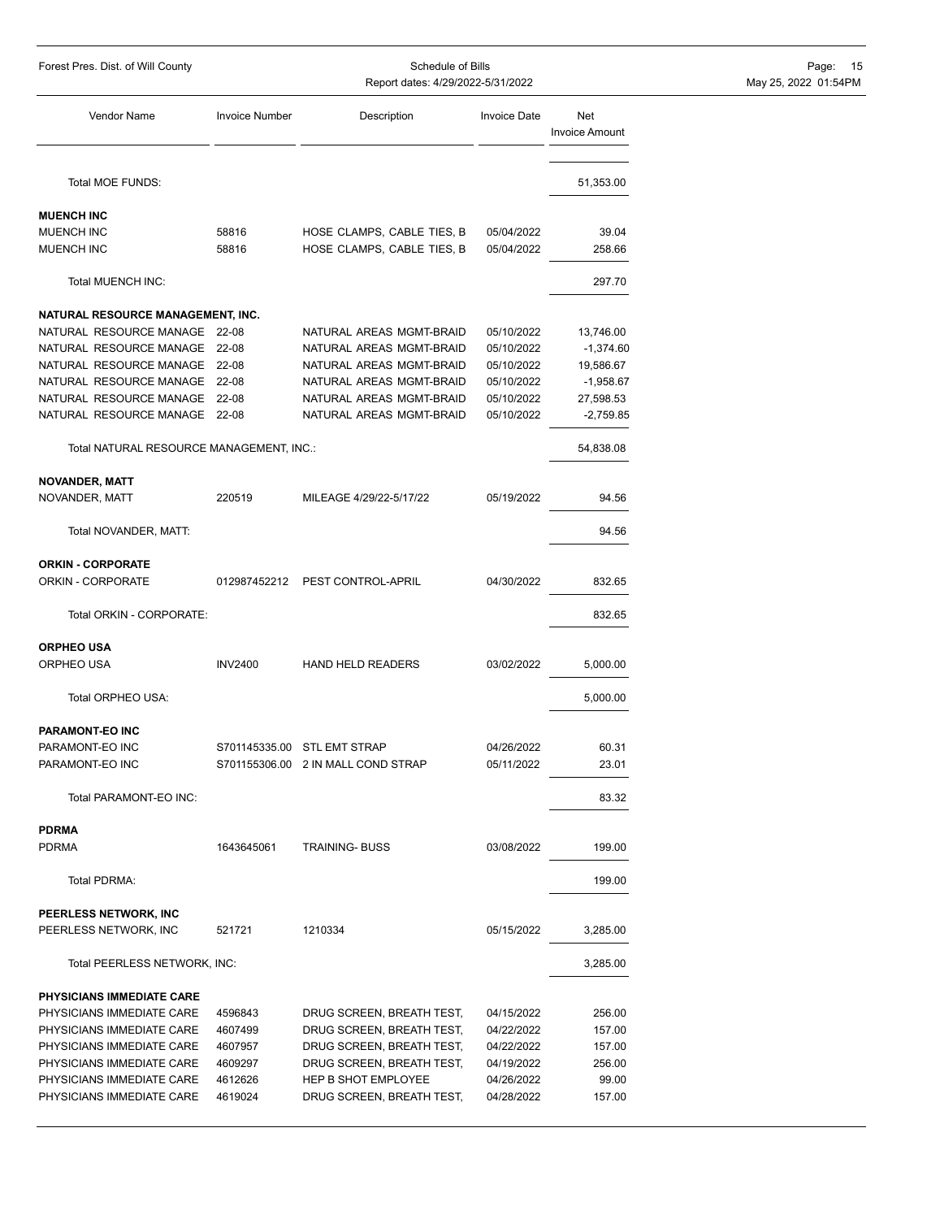| Vendor Name | Invoice Number | Description | Invoice Date | Net Invoice Amount |
|---|---|---|---|---|
| Total MOE FUNDS: | | | | 51,353.00 |
| **MUENCH INC** | | | | |
| MUENCH INC | 58816 | HOSE CLAMPS, CABLE TIES, B | 05/04/2022 | 39.04 |
| MUENCH INC | 58816 | HOSE CLAMPS, CABLE TIES, B | 05/04/2022 | 258.66 |
| Total MUENCH INC: | | | | 297.70 |
| **NATURAL RESOURCE MANAGEMENT, INC.** | | | | |
| NATURAL RESOURCE MANAGE | 22-08 | NATURAL AREAS MGMT-BRAID | 05/10/2022 | 13,746.00 |
| NATURAL RESOURCE MANAGE | 22-08 | NATURAL AREAS MGMT-BRAID | 05/10/2022 | -1,374.60 |
| NATURAL RESOURCE MANAGE | 22-08 | NATURAL AREAS MGMT-BRAID | 05/10/2022 | 19,586.67 |
| NATURAL RESOURCE MANAGE | 22-08 | NATURAL AREAS MGMT-BRAID | 05/10/2022 | -1,958.67 |
| NATURAL RESOURCE MANAGE | 22-08 | NATURAL AREAS MGMT-BRAID | 05/10/2022 | 27,598.53 |
| NATURAL RESOURCE MANAGE | 22-08 | NATURAL AREAS MGMT-BRAID | 05/10/2022 | -2,759.85 |
| Total NATURAL RESOURCE MANAGEMENT, INC.: | | | | 54,838.08 |
| **NOVANDER, MATT** | | | | |
| NOVANDER, MATT | 220519 | MILEAGE 4/29/22-5/17/22 | 05/19/2022 | 94.56 |
| Total NOVANDER, MATT: | | | | 94.56 |
| **ORKIN - CORPORATE** | | | | |
| ORKIN - CORPORATE | 012987452212 | PEST CONTROL-APRIL | 04/30/2022 | 832.65 |
| Total ORKIN - CORPORATE: | | | | 832.65 |
| **ORPHEO USA** | | | | |
| ORPHEO USA | INV2400 | HAND HELD READERS | 03/02/2022 | 5,000.00 |
| Total ORPHEO USA: | | | | 5,000.00 |
| **PARAMONT-EO INC** | | | | |
| PARAMONT-EO INC | S701145335.00 | STL EMT STRAP | 04/26/2022 | 60.31 |
| PARAMONT-EO INC | S701155306.00 | 2 IN MALL COND STRAP | 05/11/2022 | 23.01 |
| Total PARAMONT-EO INC: | | | | 83.32 |
| **PDRMA** | | | | |
| PDRMA | 1643645061 | TRAINING- BUSS | 03/08/2022 | 199.00 |
| Total PDRMA: | | | | 199.00 |
| **PEERLESS NETWORK, INC** | | | | |
| PEERLESS NETWORK, INC | 521721 | 1210334 | 05/15/2022 | 3,285.00 |
| Total PEERLESS NETWORK, INC: | | | | 3,285.00 |
| **PHYSICIANS IMMEDIATE CARE** | | | | |
| PHYSICIANS IMMEDIATE CARE | 4596843 | DRUG SCREEN, BREATH TEST, | 04/15/2022 | 256.00 |
| PHYSICIANS IMMEDIATE CARE | 4607499 | DRUG SCREEN, BREATH TEST, | 04/22/2022 | 157.00 |
| PHYSICIANS IMMEDIATE CARE | 4607957 | DRUG SCREEN, BREATH TEST, | 04/22/2022 | 157.00 |
| PHYSICIANS IMMEDIATE CARE | 4609297 | DRUG SCREEN, BREATH TEST, | 04/19/2022 | 256.00 |
| PHYSICIANS IMMEDIATE CARE | 4612626 | HEP B SHOT EMPLOYEE | 04/26/2022 | 99.00 |
| PHYSICIANS IMMEDIATE CARE | 4619024 | DRUG SCREEN, BREATH TEST, | 04/28/2022 | 157.00 |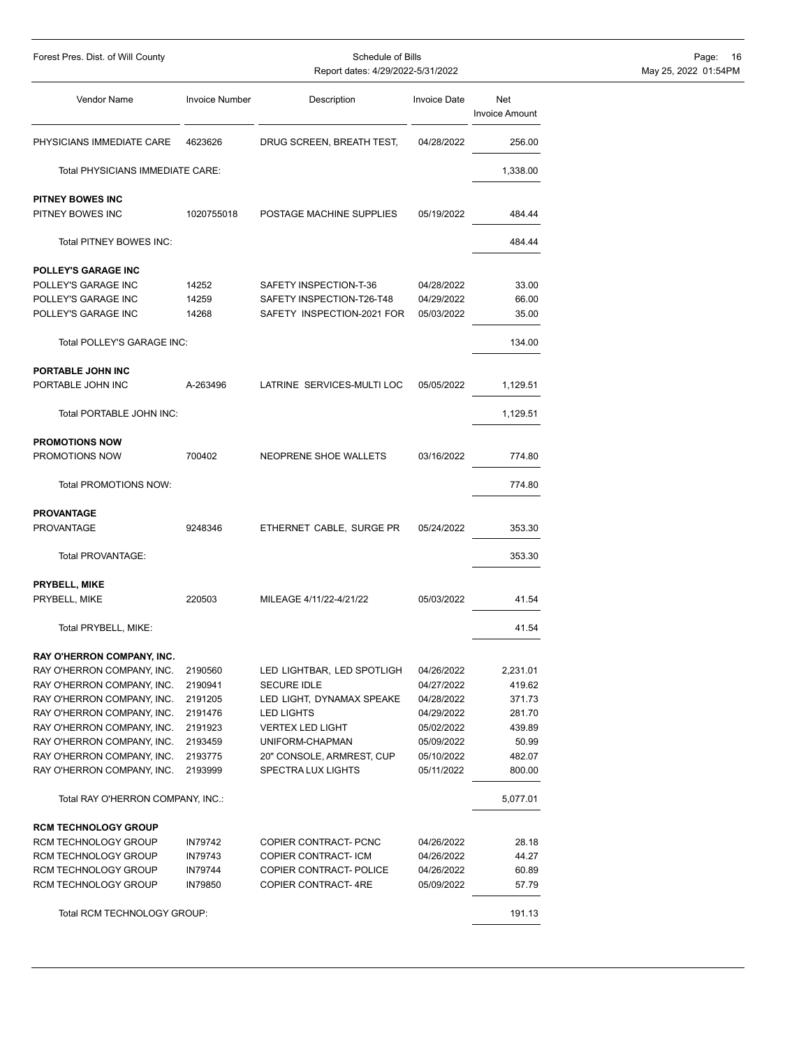| Vendor Name | Invoice Number | Description | Invoice Date | Net Invoice Amount |
|---|---|---|---|---|
| PHYSICIANS IMMEDIATE CARE | 4623626 | DRUG SCREEN, BREATH TEST, | 04/28/2022 | 256.00 |
| Total PHYSICIANS IMMEDIATE CARE: | | | | 1,338.00 |
| **PITNEY BOWES INC** | | | | |
| PITNEY BOWES INC | 1020755018 | POSTAGE MACHINE SUPPLIES | 05/19/2022 | 484.44 |
| Total PITNEY BOWES INC: | | | | 484.44 |
| **POLLEY'S GARAGE INC** | | | | |
| POLLEY'S GARAGE INC | 14252 | SAFETY INSPECTION-T-36 | 04/28/2022 | 33.00 |
| POLLEY'S GARAGE INC | 14259 | SAFETY INSPECTION-T26-T48 | 04/29/2022 | 66.00 |
| POLLEY'S GARAGE INC | 14268 | SAFETY INSPECTION-2021 FOR | 05/03/2022 | 35.00 |
| Total POLLEY'S GARAGE INC: | | | | 134.00 |
| **PORTABLE JOHN INC** | | | | |
| PORTABLE JOHN INC | A-263496 | LATRINE SERVICES-MULTI LOC | 05/05/2022 | 1,129.51 |
| Total PORTABLE JOHN INC: | | | | 1,129.51 |
| **PROMOTIONS NOW** | | | | |
| PROMOTIONS NOW | 700402 | NEOPRENE SHOE WALLETS | 03/16/2022 | 774.80 |
| Total PROMOTIONS NOW: | | | | 774.80 |
| **PROVANTAGE** | | | | |
| PROVANTAGE | 9248346 | ETHERNET CABLE, SURGE PR | 05/24/2022 | 353.30 |
| Total PROVANTAGE: | | | | 353.30 |
| **PRYBELL, MIKE** | | | | |
| PRYBELL, MIKE | 220503 | MILEAGE 4/11/22-4/21/22 | 05/03/2022 | 41.54 |
| Total PRYBELL, MIKE: | | | | 41.54 |
| **RAY O'HERRON COMPANY, INC.** | | | | |
| RAY O'HERRON COMPANY, INC. | 2190560 | LED LIGHTBAR, LED SPOTLIGH | 04/26/2022 | 2,231.01 |
| RAY O'HERRON COMPANY, INC. | 2190941 | SECURE IDLE | 04/27/2022 | 419.62 |
| RAY O'HERRON COMPANY, INC. | 2191205 | LED LIGHT, DYNAMAX SPEAKE | 04/28/2022 | 371.73 |
| RAY O'HERRON COMPANY, INC. | 2191476 | LED LIGHTS | 04/29/2022 | 281.70 |
| RAY O'HERRON COMPANY, INC. | 2191923 | VERTEX LED LIGHT | 05/02/2022 | 439.89 |
| RAY O'HERRON COMPANY, INC. | 2193459 | UNIFORM-CHAPMAN | 05/09/2022 | 50.99 |
| RAY O'HERRON COMPANY, INC. | 2193775 | 20" CONSOLE, ARMREST, CUP | 05/10/2022 | 482.07 |
| RAY O'HERRON COMPANY, INC. | 2193999 | SPECTRA LUX LIGHTS | 05/11/2022 | 800.00 |
| Total RAY O'HERRON COMPANY, INC.: | | | | 5,077.01 |
| **RCM TECHNOLOGY GROUP** | | | | |
| RCM TECHNOLOGY GROUP | IN79742 | COPIER CONTRACT- PCNC | 04/26/2022 | 28.18 |
| RCM TECHNOLOGY GROUP | IN79743 | COPIER CONTRACT- ICM | 04/26/2022 | 44.27 |
| RCM TECHNOLOGY GROUP | IN79744 | COPIER CONTRACT- POLICE | 04/26/2022 | 60.89 |
| RCM TECHNOLOGY GROUP | IN79850 | COPIER CONTRACT- 4RE | 05/09/2022 | 57.79 |
| Total RCM TECHNOLOGY GROUP: | | | | 191.13 |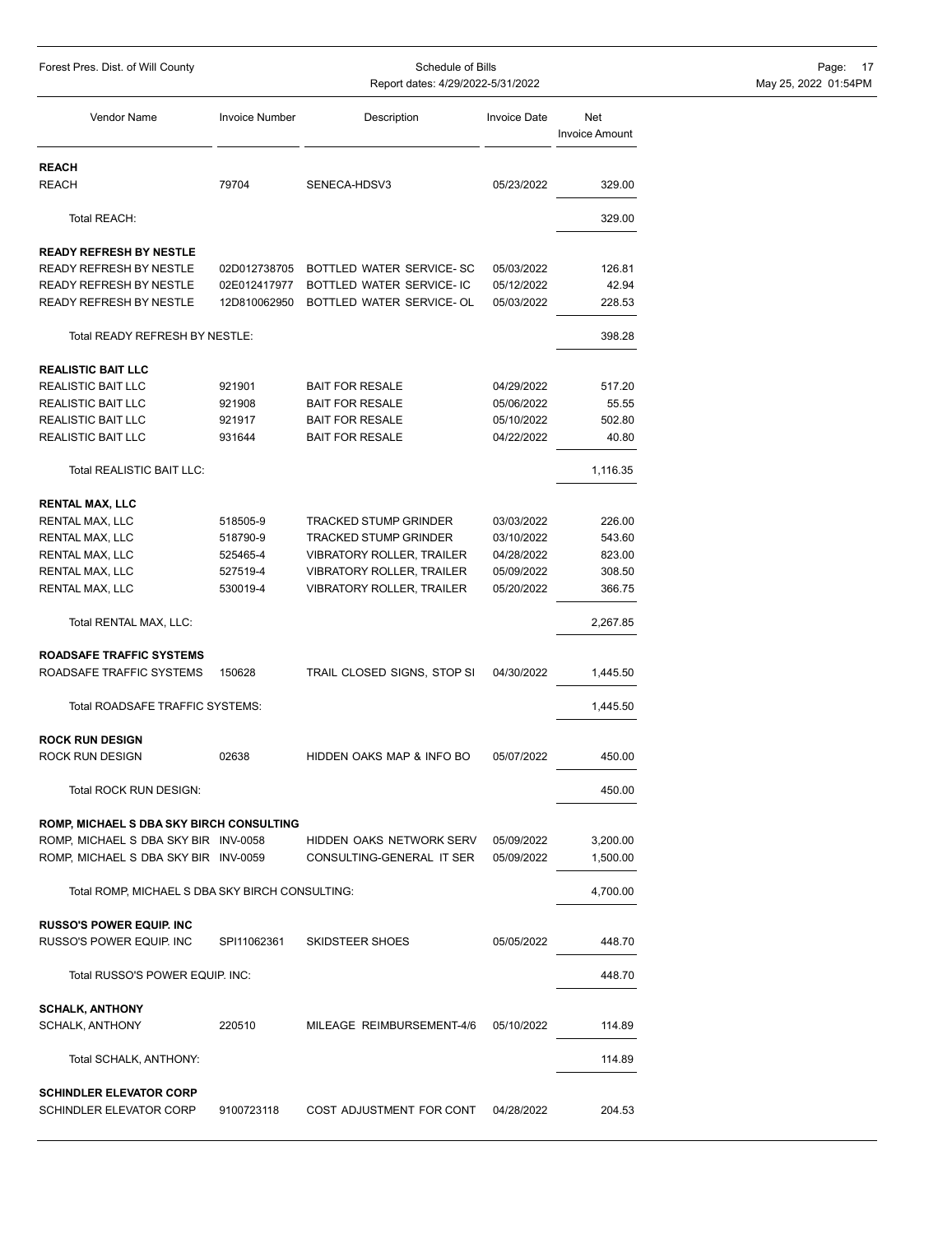Forest Pres. Dist. of Will County

Schedule of Bills
Report dates: 4/29/2022-5/31/2022

| Vendor Name | Invoice Number | Description | Invoice Date | Net Invoice Amount |
|---|---|---|---|---|
| **REACH** | | | | |
| REACH | 79704 | SENECA-HDSV3 | 05/23/2022 | 329.00 |
| Total REACH: | | | | 329.00 |
| **READY REFRESH BY NESTLE** | | | | |
| READY REFRESH BY NESTLE | 02D012738705 | BOTTLED WATER SERVICE- SC | 05/03/2022 | 126.81 |
| READY REFRESH BY NESTLE | 02E012417977 | BOTTLED WATER SERVICE- IC | 05/12/2022 | 42.94 |
| READY REFRESH BY NESTLE | 12D810062950 | BOTTLED WATER SERVICE- OL | 05/03/2022 | 228.53 |
| Total READY REFRESH BY NESTLE: | | | | 398.28 |
| **REALISTIC BAIT LLC** | | | | |
| REALISTIC BAIT LLC | 921901 | BAIT FOR RESALE | 04/29/2022 | 517.20 |
| REALISTIC BAIT LLC | 921908 | BAIT FOR RESALE | 05/06/2022 | 55.55 |
| REALISTIC BAIT LLC | 921917 | BAIT FOR RESALE | 05/10/2022 | 502.80 |
| REALISTIC BAIT LLC | 931644 | BAIT FOR RESALE | 04/22/2022 | 40.80 |
| Total REALISTIC BAIT LLC: | | | | 1,116.35 |
| **RENTAL MAX, LLC** | | | | |
| RENTAL MAX, LLC | 518505-9 | TRACKED STUMP GRINDER | 03/03/2022 | 226.00 |
| RENTAL MAX, LLC | 518790-9 | TRACKED STUMP GRINDER | 03/10/2022 | 543.60 |
| RENTAL MAX, LLC | 525465-4 | VIBRATORY ROLLER, TRAILER | 04/28/2022 | 823.00 |
| RENTAL MAX, LLC | 527519-4 | VIBRATORY ROLLER, TRAILER | 05/09/2022 | 308.50 |
| RENTAL MAX, LLC | 530019-4 | VIBRATORY ROLLER, TRAILER | 05/20/2022 | 366.75 |
| Total RENTAL MAX, LLC: | | | | 2,267.85 |
| **ROADSAFE TRAFFIC SYSTEMS** | | | | |
| ROADSAFE TRAFFIC SYSTEMS | 150628 | TRAIL CLOSED SIGNS, STOP SI | 04/30/2022 | 1,445.50 |
| Total ROADSAFE TRAFFIC SYSTEMS: | | | | 1,445.50 |
| **ROCK RUN DESIGN** | | | | |
| ROCK RUN DESIGN | 02638 | HIDDEN OAKS MAP & INFO BO | 05/07/2022 | 450.00 |
| Total ROCK RUN DESIGN: | | | | 450.00 |
| **ROMP, MICHAEL S DBA SKY BIRCH CONSULTING** | | | | |
| ROMP, MICHAEL S DBA SKY BIR | INV-0058 | HIDDEN OAKS NETWORK SERV | 05/09/2022 | 3,200.00 |
| ROMP, MICHAEL S DBA SKY BIR | INV-0059 | CONSULTING-GENERAL IT SER | 05/09/2022 | 1,500.00 |
| Total ROMP, MICHAEL S DBA SKY BIRCH CONSULTING: | | | | 4,700.00 |
| **RUSSO'S POWER EQUIP. INC** | | | | |
| RUSSO'S POWER EQUIP. INC | SPI11062361 | SKIDSTEER SHOES | 05/05/2022 | 448.70 |
| Total RUSSO'S POWER EQUIP. INC: | | | | 448.70 |
| **SCHALK, ANTHONY** | | | | |
| SCHALK, ANTHONY | 220510 | MILEAGE REIMBURSEMENT-4/6 | 05/10/2022 | 114.89 |
| Total SCHALK, ANTHONY: | | | | 114.89 |
| **SCHINDLER ELEVATOR CORP** | | | | |
| SCHINDLER ELEVATOR CORP | 9100723118 | COST ADJUSTMENT FOR CONT | 04/28/2022 | 204.53 |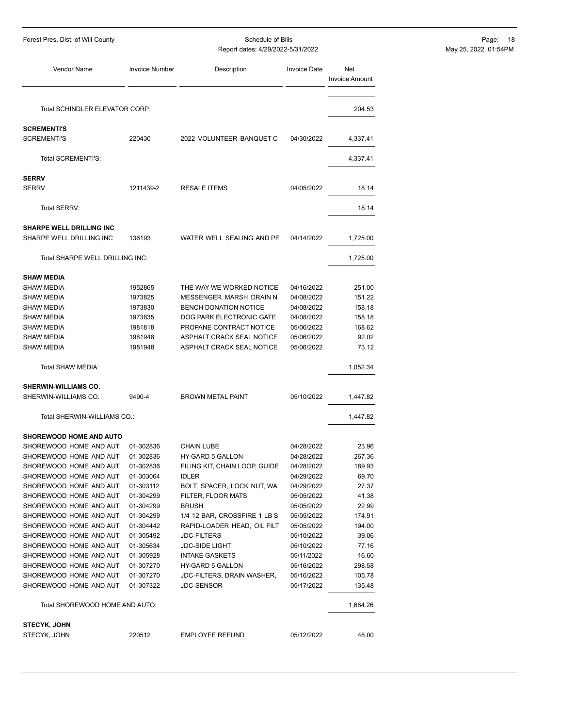| Vendor Name | Invoice Number | Description | Invoice Date | Net Invoice Amount |
|---|---|---|---|---|
| Total SCHINDLER ELEVATOR CORP: | | | | 204.53 |
| **SCREMENTI'S** | | | | |
| SCREMENTI'S | 220430 | 2022 VOLUNTEER BANQUET C | 04/30/2022 | 4,337.41 |
| Total SCREMENTI'S: | | | | 4,337.41 |
| **SERRV** | | | | |
| SERRV | 1211439-2 | RESALE ITEMS | 04/05/2022 | 18.14 |
| Total SERRV: | | | | 18.14 |
| **SHARPE WELL DRILLING INC** | | | | |
| SHARPE WELL DRILLING INC | 136193 | WATER WELL SEALING AND PE | 04/14/2022 | 1,725.00 |
| Total SHARPE WELL DRILLING INC: | | | | 1,725.00 |
| **SHAW MEDIA** | | | | |
| SHAW MEDIA | 1952865 | THE WAY WE WORKED NOTICE | 04/16/2022 | 251.00 |
| SHAW MEDIA | 1973825 | MESSENGER MARSH DRAIN N | 04/08/2022 | 151.22 |
| SHAW MEDIA | 1973830 | BENCH DONATION NOTICE | 04/08/2022 | 158.18 |
| SHAW MEDIA | 1973835 | DOG PARK ELECTRONIC GATE | 04/08/2022 | 158.18 |
| SHAW MEDIA | 1981818 | PROPANE CONTRACT NOTICE | 05/06/2022 | 168.62 |
| SHAW MEDIA | 1981948 | ASPHALT CRACK SEAL NOTICE | 05/06/2022 | 92.02 |
| SHAW MEDIA | 1981948 | ASPHALT CRACK SEAL NOTICE | 05/06/2022 | 73.12 |
| Total SHAW MEDIA: | | | | 1,052.34 |
| **SHERWIN-WILLIAMS CO.** | | | | |
| SHERWIN-WILLIAMS CO. | 9490-4 | BROWN METAL PAINT | 05/10/2022 | 1,447.82 |
| Total SHERWIN-WILLIAMS CO.: | | | | 1,447.82 |
| **SHOREWOOD HOME AND AUTO** | | | | |
| SHOREWOOD HOME AND AUT | 01-302836 | CHAIN LUBE | 04/28/2022 | 23.96 |
| SHOREWOOD HOME AND AUT | 01-302836 | HY-GARD 5 GALLON | 04/28/2022 | 267.36 |
| SHOREWOOD HOME AND AUT | 01-302836 | FILING KIT, CHAIN LOOP, GUIDE | 04/28/2022 | 189.93 |
| SHOREWOOD HOME AND AUT | 01-303064 | IDLER | 04/29/2022 | 69.70 |
| SHOREWOOD HOME AND AUT | 01-303112 | BOLT, SPACER, LOCK NUT, WA | 04/29/2022 | 27.37 |
| SHOREWOOD HOME AND AUT | 01-304299 | FILTER, FLOOR MATS | 05/05/2022 | 41.38 |
| SHOREWOOD HOME AND AUT | 01-304299 | BRUSH | 05/05/2022 | 22.99 |
| SHOREWOOD HOME AND AUT | 01-304299 | 1/4 12 BAR, CROSSFIRE 1 LB S | 05/05/2022 | 174.91 |
| SHOREWOOD HOME AND AUT | 01-304442 | RAPID-LOADER HEAD, OIL FILT | 05/05/2022 | 194.00 |
| SHOREWOOD HOME AND AUT | 01-305492 | JDC-FILTERS | 05/10/2022 | 39.06 |
| SHOREWOOD HOME AND AUT | 01-305634 | JDC-SIDE LIGHT | 05/10/2022 | 77.16 |
| SHOREWOOD HOME AND AUT | 01-305928 | INTAKE GASKETS | 05/11/2022 | 16.60 |
| SHOREWOOD HOME AND AUT | 01-307270 | HY-GARD 5 GALLON | 05/16/2022 | 298.58 |
| SHOREWOOD HOME AND AUT | 01-307270 | JDC-FILTERS, DRAIN WASHER, | 05/16/2022 | 105.78 |
| SHOREWOOD HOME AND AUT | 01-307322 | JDC-SENSOR | 05/17/2022 | 135.48 |
| Total SHOREWOOD HOME AND AUTO: | | | | 1,684.26 |
| **STECYK, JOHN** | | | | |
| STECYK, JOHN | 220512 | EMPLOYEE REFUND | 05/12/2022 | 48.00 |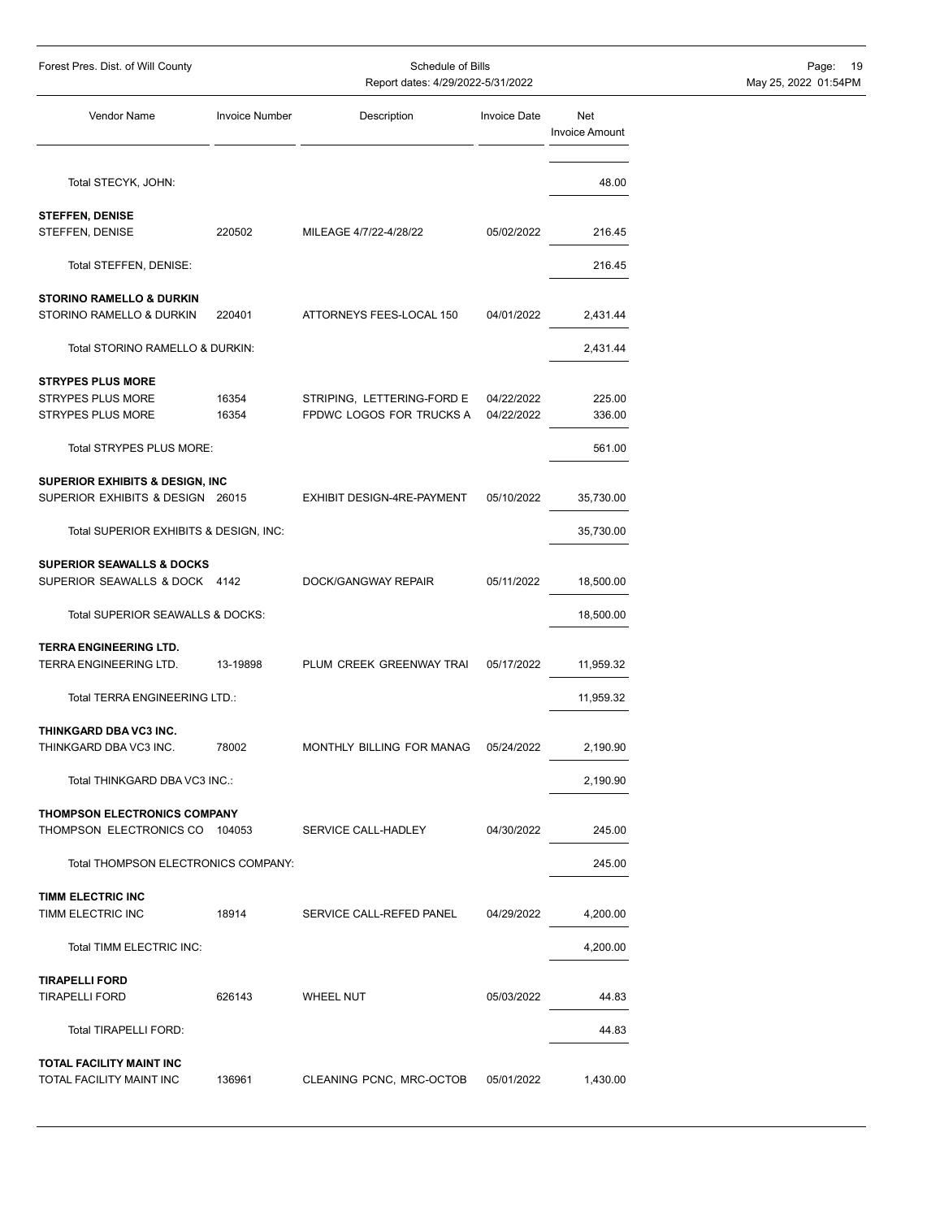| Vendor Name | Invoice Number | Description | Invoice Date | Net Invoice Amount |
|---|---|---|---|---|
| Total STECYK, JOHN: | | | | 48.00 |
| **STEFFEN, DENISE** | | | | |
| STEFFEN, DENISE | 220502 | MILEAGE 4/7/22-4/28/22 | 05/02/2022 | 216.45 |
| Total STEFFEN, DENISE: | | | | 216.45 |
| **STORINO RAMELLO & DURKIN** | | | | |
| STORINO RAMELLO & DURKIN | 220401 | ATTORNEYS FEES-LOCAL 150 | 04/01/2022 | 2,431.44 |
| Total STORINO RAMELLO & DURKIN: | | | | 2,431.44 |
| **STRYPES PLUS MORE** | | | | |
| STRYPES PLUS MORE | 16354 | STRIPING, LETTERING-FORD E | 04/22/2022 | 225.00 |
| STRYPES PLUS MORE | 16354 | FPDWC LOGOS FOR TRUCKS A | 04/22/2022 | 336.00 |
| Total STRYPES PLUS MORE: | | | | 561.00 |
| **SUPERIOR EXHIBITS & DESIGN, INC** | | | | |
| SUPERIOR EXHIBITS & DESIGN | 26015 | EXHIBIT DESIGN-4RE-PAYMENT | 05/10/2022 | 35,730.00 |
| Total SUPERIOR EXHIBITS & DESIGN, INC: | | | | 35,730.00 |
| **SUPERIOR SEAWALLS & DOCKS** | | | | |
| SUPERIOR SEAWALLS & DOCK | 4142 | DOCK/GANGWAY REPAIR | 05/11/2022 | 18,500.00 |
| Total SUPERIOR SEAWALLS & DOCKS: | | | | 18,500.00 |
| **TERRA ENGINEERING LTD.** | | | | |
| TERRA ENGINEERING LTD. | 13-19898 | PLUM CREEK GREENWAY TRAI | 05/17/2022 | 11,959.32 |
| Total TERRA ENGINEERING LTD.: | | | | 11,959.32 |
| **THINKGARD DBA VC3 INC.** | | | | |
| THINKGARD DBA VC3 INC. | 78002 | MONTHLY BILLING FOR MANAG | 05/24/2022 | 2,190.90 |
| Total THINKGARD DBA VC3 INC.: | | | | 2,190.90 |
| **THOMPSON ELECTRONICS COMPANY** | | | | |
| THOMPSON ELECTRONICS CO | 104053 | SERVICE CALL-HADLEY | 04/30/2022 | 245.00 |
| Total THOMPSON ELECTRONICS COMPANY: | | | | 245.00 |
| **TIMM ELECTRIC INC** | | | | |
| TIMM ELECTRIC INC | 18914 | SERVICE CALL-REFED PANEL | 04/29/2022 | 4,200.00 |
| Total TIMM ELECTRIC INC: | | | | 4,200.00 |
| **TIRAPELLI FORD** | | | | |
| TIRAPELLI FORD | 626143 | WHEEL NUT | 05/03/2022 | 44.83 |
| Total TIRAPELLI FORD: | | | | 44.83 |
| **TOTAL FACILITY MAINT INC** | | | | |
| TOTAL FACILITY MAINT INC | 136961 | CLEANING PCNC, MRC-OCTOB | 05/01/2022 | 1,430.00 |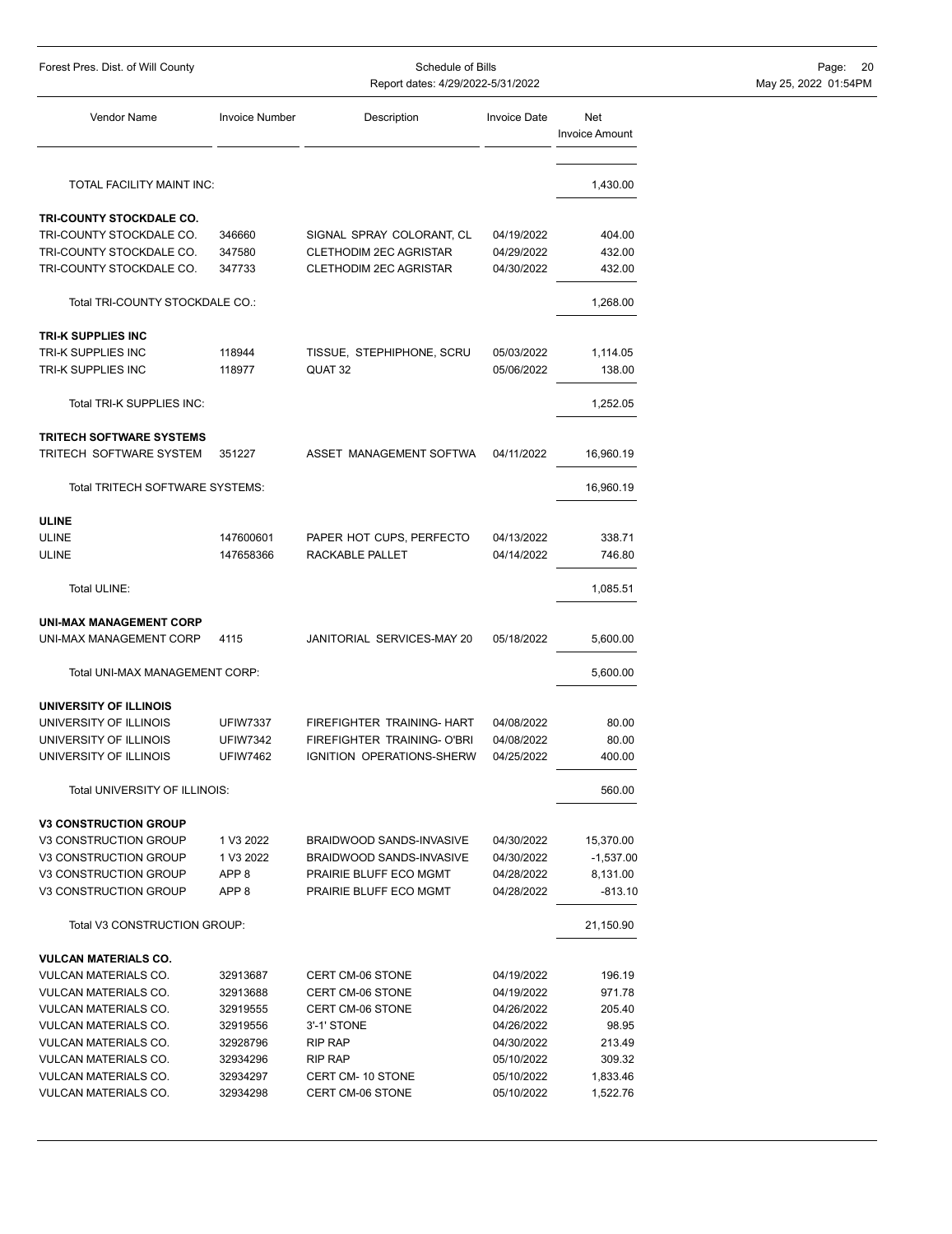| Vendor Name | Invoice Number | Description | Invoice Date | Net Invoice Amount |
|---|---|---|---|---|
| TOTAL FACILITY MAINT INC: | | | | 1,430.00 |
| **TRI-COUNTY STOCKDALE CO.** | | | | |
| TRI-COUNTY STOCKDALE CO. | 346660 | SIGNAL SPRAY COLORANT, CL | 04/19/2022 | 404.00 |
| TRI-COUNTY STOCKDALE CO. | 347580 | CLETHODIM 2EC AGRISTAR | 04/29/2022 | 432.00 |
| TRI-COUNTY STOCKDALE CO. | 347733 | CLETHODIM 2EC AGRISTAR | 04/30/2022 | 432.00 |
| Total TRI-COUNTY STOCKDALE CO.: | | | | 1,268.00 |
| **TRI-K SUPPLIES INC** | | | | |
| TRI-K SUPPLIES INC | 118944 | TISSUE, STEPHIPHONE, SCRU | 05/03/2022 | 1,114.05 |
| TRI-K SUPPLIES INC | 118977 | QUAT 32 | 05/06/2022 | 138.00 |
| Total TRI-K SUPPLIES INC: | | | | 1,252.05 |
| **TRITECH SOFTWARE SYSTEMS** | | | | |
| TRITECH SOFTWARE SYSTEM | 351227 | ASSET MANAGEMENT SOFTWA | 04/11/2022 | 16,960.19 |
| Total TRITECH SOFTWARE SYSTEMS: | | | | 16,960.19 |
| **ULINE** | | | | |
| ULINE | 147600601 | PAPER HOT CUPS, PERFECTO | 04/13/2022 | 338.71 |
| ULINE | 147658366 | RACKABLE PALLET | 04/14/2022 | 746.80 |
| Total ULINE: | | | | 1,085.51 |
| **UNI-MAX MANAGEMENT CORP** | | | | |
| UNI-MAX MANAGEMENT CORP | 4115 | JANITORIAL SERVICES-MAY 20 | 05/18/2022 | 5,600.00 |
| Total UNI-MAX MANAGEMENT CORP: | | | | 5,600.00 |
| **UNIVERSITY OF ILLINOIS** | | | | |
| UNIVERSITY OF ILLINOIS | UFIW7337 | FIREFIGHTER TRAINING- HART | 04/08/2022 | 80.00 |
| UNIVERSITY OF ILLINOIS | UFIW7342 | FIREFIGHTER TRAINING- O'BRI | 04/08/2022 | 80.00 |
| UNIVERSITY OF ILLINOIS | UFIW7462 | IGNITION OPERATIONS-SHERW | 04/25/2022 | 400.00 |
| Total UNIVERSITY OF ILLINOIS: | | | | 560.00 |
| **V3 CONSTRUCTION GROUP** | | | | |
| V3 CONSTRUCTION GROUP | 1 V3 2022 | BRAIDWOOD SANDS-INVASIVE | 04/30/2022 | 15,370.00 |
| V3 CONSTRUCTION GROUP | 1 V3 2022 | BRAIDWOOD SANDS-INVASIVE | 04/30/2022 | -1,537.00 |
| V3 CONSTRUCTION GROUP | APP 8 | PRAIRIE BLUFF ECO MGMT | 04/28/2022 | 8,131.00 |
| V3 CONSTRUCTION GROUP | APP 8 | PRAIRIE BLUFF ECO MGMT | 04/28/2022 | -813.10 |
| Total V3 CONSTRUCTION GROUP: | | | | 21,150.90 |
| **VULCAN MATERIALS CO.** | | | | |
| VULCAN MATERIALS CO. | 32913687 | CERT CM-06 STONE | 04/19/2022 | 196.19 |
| VULCAN MATERIALS CO. | 32913688 | CERT CM-06 STONE | 04/19/2022 | 971.78 |
| VULCAN MATERIALS CO. | 32919555 | CERT CM-06 STONE | 04/26/2022 | 205.40 |
| VULCAN MATERIALS CO. | 32919556 | 3'-1' STONE | 04/26/2022 | 98.95 |
| VULCAN MATERIALS CO. | 32928796 | RIP RAP | 04/30/2022 | 213.49 |
| VULCAN MATERIALS CO. | 32934296 | RIP RAP | 05/10/2022 | 309.32 |
| VULCAN MATERIALS CO. | 32934297 | CERT CM- 10 STONE | 05/10/2022 | 1,833.46 |
| VULCAN MATERIALS CO. | 32934298 | CERT CM-06 STONE | 05/10/2022 | 1,522.76 |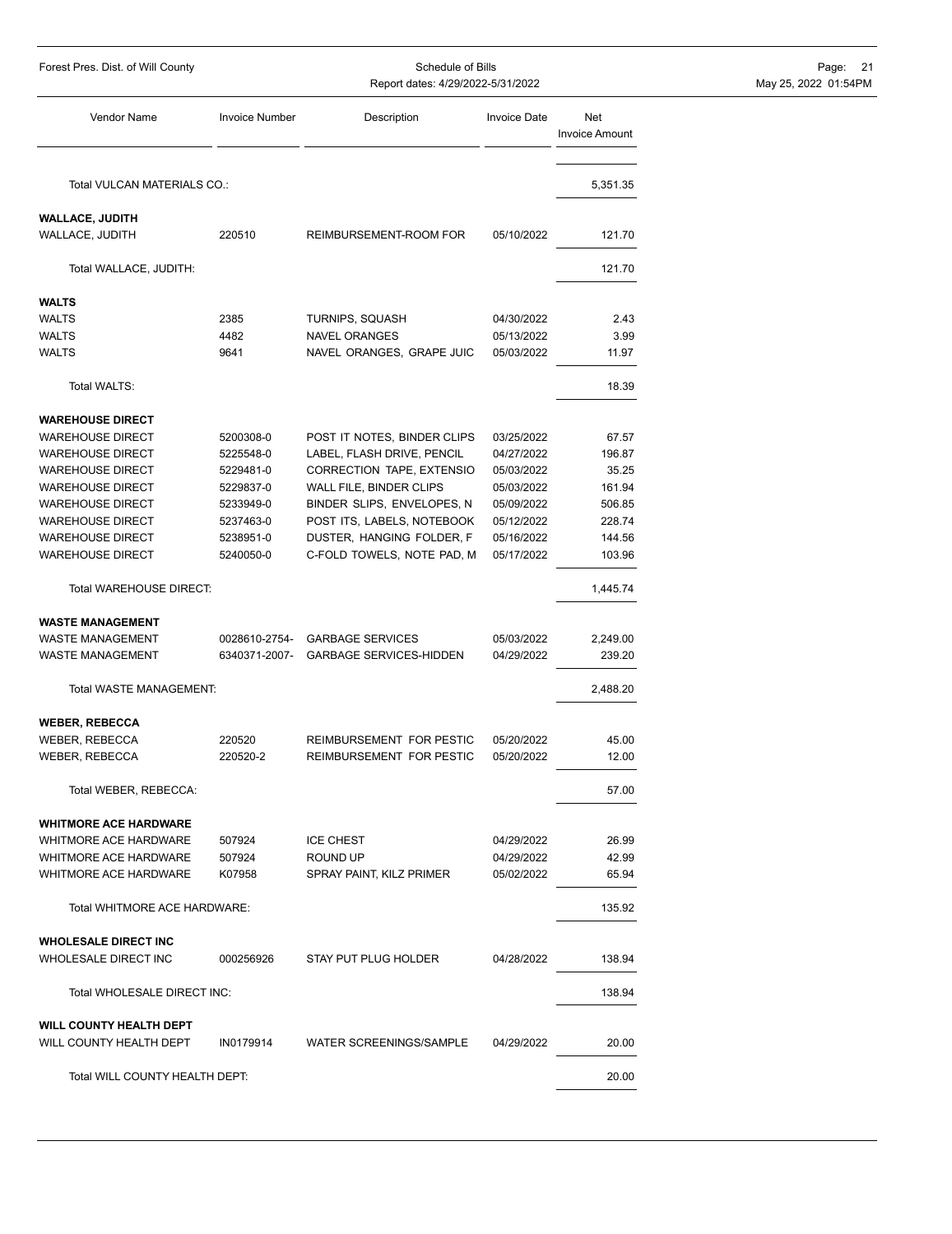| Vendor Name | Invoice Number | Description | Invoice Date | Net Invoice Amount |
|---|---|---|---|---|
| Total VULCAN MATERIALS CO.: | | | | 5,351.35 |
| **WALLACE, JUDITH** | | | | |
| WALLACE, JUDITH | 220510 | REIMBURSEMENT-ROOM FOR | 05/10/2022 | 121.70 |
| Total WALLACE, JUDITH: | | | | 121.70 |
| **WALTS** | | | | |
| WALTS | 2385 | TURNIPS, SQUASH | 04/30/2022 | 2.43 |
| WALTS | 4482 | NAVEL ORANGES | 05/13/2022 | 3.99 |
| WALTS | 9641 | NAVEL ORANGES, GRAPE JUIC | 05/03/2022 | 11.97 |
| Total WALTS: | | | | 18.39 |
| **WAREHOUSE DIRECT** | | | | |
| WAREHOUSE DIRECT | 5200308-0 | POST IT NOTES, BINDER CLIPS | 03/25/2022 | 67.57 |
| WAREHOUSE DIRECT | 5225548-0 | LABEL, FLASH DRIVE, PENCIL | 04/27/2022 | 196.87 |
| WAREHOUSE DIRECT | 5229481-0 | CORRECTION TAPE, EXTENSIO | 05/03/2022 | 35.25 |
| WAREHOUSE DIRECT | 5229837-0 | WALL FILE, BINDER CLIPS | 05/03/2022 | 161.94 |
| WAREHOUSE DIRECT | 5233949-0 | BINDER SLIPS, ENVELOPES, N | 05/09/2022 | 506.85 |
| WAREHOUSE DIRECT | 5237463-0 | POST ITS, LABELS, NOTEBOOK | 05/12/2022 | 228.74 |
| WAREHOUSE DIRECT | 5238951-0 | DUSTER, HANGING FOLDER, F | 05/16/2022 | 144.56 |
| WAREHOUSE DIRECT | 5240050-0 | C-FOLD TOWELS, NOTE PAD, M | 05/17/2022 | 103.96 |
| Total WAREHOUSE DIRECT: | | | | 1,445.74 |
| **WASTE MANAGEMENT** | | | | |
| WASTE MANAGEMENT | 0028610-2754- | GARBAGE SERVICES | 05/03/2022 | 2,249.00 |
| WASTE MANAGEMENT | 6340371-2007- | GARBAGE SERVICES-HIDDEN | 04/29/2022 | 239.20 |
| Total WASTE MANAGEMENT: | | | | 2,488.20 |
| **WEBER, REBECCA** | | | | |
| WEBER, REBECCA | 220520 | REIMBURSEMENT FOR PESTIC | 05/20/2022 | 45.00 |
| WEBER, REBECCA | 220520-2 | REIMBURSEMENT FOR PESTIC | 05/20/2022 | 12.00 |
| Total WEBER, REBECCA: | | | | 57.00 |
| **WHITMORE ACE HARDWARE** | | | | |
| WHITMORE ACE HARDWARE | 507924 | ICE CHEST | 04/29/2022 | 26.99 |
| WHITMORE ACE HARDWARE | 507924 | ROUND UP | 04/29/2022 | 42.99 |
| WHITMORE ACE HARDWARE | K07958 | SPRAY PAINT, KILZ PRIMER | 05/02/2022 | 65.94 |
| Total WHITMORE ACE HARDWARE: | | | | 135.92 |
| **WHOLESALE DIRECT INC** | | | | |
| WHOLESALE DIRECT INC | 000256926 | STAY PUT PLUG HOLDER | 04/28/2022 | 138.94 |
| Total WHOLESALE DIRECT INC: | | | | 138.94 |
| **WILL COUNTY HEALTH DEPT** | | | | |
| WILL COUNTY HEALTH DEPT | IN0179914 | WATER SCREENINGS/SAMPLE | 04/29/2022 | 20.00 |
| Total WILL COUNTY HEALTH DEPT: | | | | 20.00 |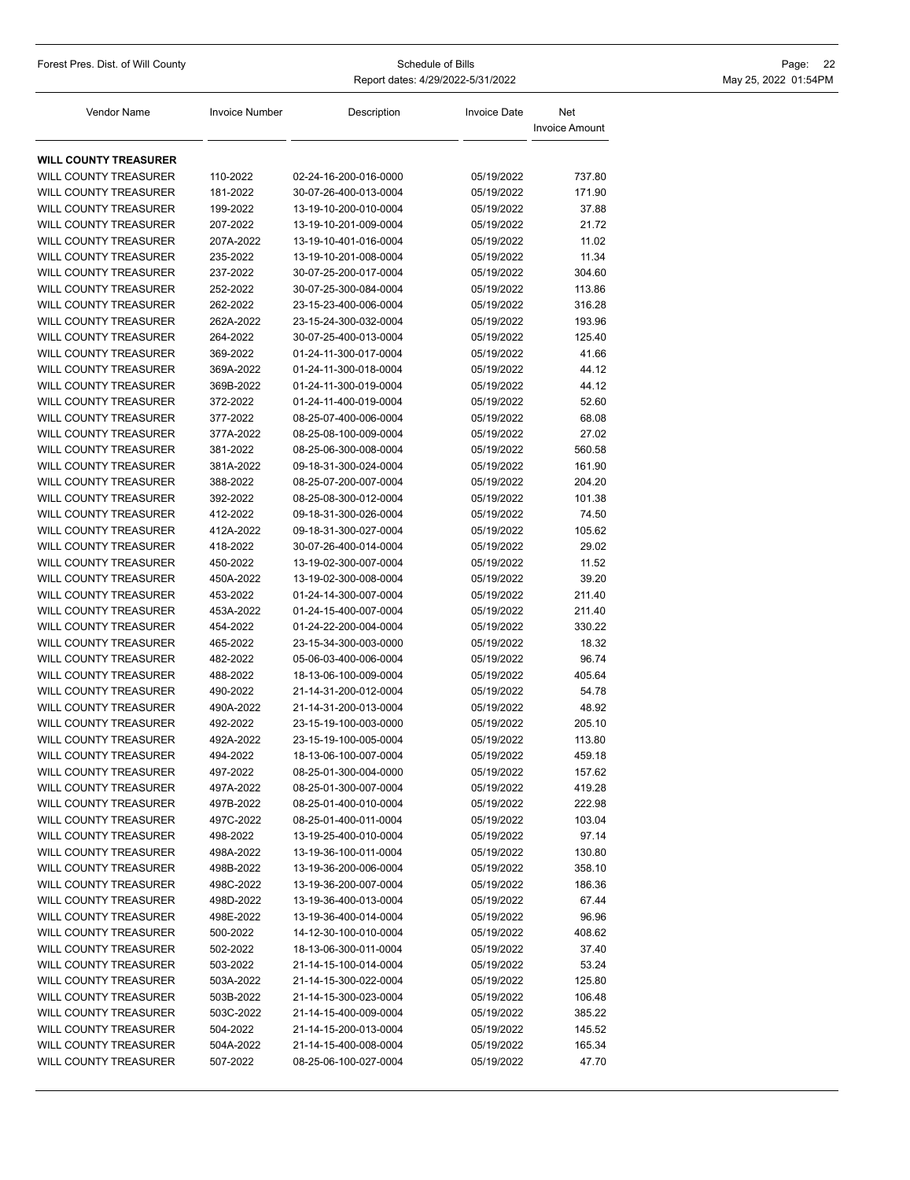| Vendor Name | Invoice Number | Description | Invoice Date | Net Invoice Amount |
|---|---|---|---|---|
| **WILL COUNTY TREASURER** | | | | |
| WILL COUNTY TREASURER | 110-2022 | 02-24-16-200-016-0000 | 05/19/2022 | 737.80 |
| WILL COUNTY TREASURER | 181-2022 | 30-07-26-400-013-0004 | 05/19/2022 | 171.90 |
| WILL COUNTY TREASURER | 199-2022 | 13-19-10-200-010-0004 | 05/19/2022 | 37.88 |
| WILL COUNTY TREASURER | 207-2022 | 13-19-10-201-009-0004 | 05/19/2022 | 21.72 |
| WILL COUNTY TREASURER | 207A-2022 | 13-19-10-401-016-0004 | 05/19/2022 | 11.02 |
| WILL COUNTY TREASURER | 235-2022 | 13-19-10-201-008-0004 | 05/19/2022 | 11.34 |
| WILL COUNTY TREASURER | 237-2022 | 30-07-25-200-017-0004 | 05/19/2022 | 304.60 |
| WILL COUNTY TREASURER | 252-2022 | 30-07-25-300-084-0004 | 05/19/2022 | 113.86 |
| WILL COUNTY TREASURER | 262-2022 | 23-15-23-400-006-0004 | 05/19/2022 | 316.28 |
| WILL COUNTY TREASURER | 262A-2022 | 23-15-24-300-032-0004 | 05/19/2022 | 193.96 |
| WILL COUNTY TREASURER | 264-2022 | 30-07-25-400-013-0004 | 05/19/2022 | 125.40 |
| WILL COUNTY TREASURER | 369-2022 | 01-24-11-300-017-0004 | 05/19/2022 | 41.66 |
| WILL COUNTY TREASURER | 369A-2022 | 01-24-11-300-018-0004 | 05/19/2022 | 44.12 |
| WILL COUNTY TREASURER | 369B-2022 | 01-24-11-300-019-0004 | 05/19/2022 | 44.12 |
| WILL COUNTY TREASURER | 372-2022 | 01-24-11-400-019-0004 | 05/19/2022 | 52.60 |
| WILL COUNTY TREASURER | 377-2022 | 08-25-07-400-006-0004 | 05/19/2022 | 68.08 |
| WILL COUNTY TREASURER | 377A-2022 | 08-25-08-100-009-0004 | 05/19/2022 | 27.02 |
| WILL COUNTY TREASURER | 381-2022 | 08-25-06-300-008-0004 | 05/19/2022 | 560.58 |
| WILL COUNTY TREASURER | 381A-2022 | 09-18-31-300-024-0004 | 05/19/2022 | 161.90 |
| WILL COUNTY TREASURER | 388-2022 | 08-25-07-200-007-0004 | 05/19/2022 | 204.20 |
| WILL COUNTY TREASURER | 392-2022 | 08-25-08-300-012-0004 | 05/19/2022 | 101.38 |
| WILL COUNTY TREASURER | 412-2022 | 09-18-31-300-026-0004 | 05/19/2022 | 74.50 |
| WILL COUNTY TREASURER | 412A-2022 | 09-18-31-300-027-0004 | 05/19/2022 | 105.62 |
| WILL COUNTY TREASURER | 418-2022 | 30-07-26-400-014-0004 | 05/19/2022 | 29.02 |
| WILL COUNTY TREASURER | 450-2022 | 13-19-02-300-007-0004 | 05/19/2022 | 11.52 |
| WILL COUNTY TREASURER | 450A-2022 | 13-19-02-300-008-0004 | 05/19/2022 | 39.20 |
| WILL COUNTY TREASURER | 453-2022 | 01-24-14-300-007-0004 | 05/19/2022 | 211.40 |
| WILL COUNTY TREASURER | 453A-2022 | 01-24-15-400-007-0004 | 05/19/2022 | 211.40 |
| WILL COUNTY TREASURER | 454-2022 | 01-24-22-200-004-0004 | 05/19/2022 | 330.22 |
| WILL COUNTY TREASURER | 465-2022 | 23-15-34-300-003-0000 | 05/19/2022 | 18.32 |
| WILL COUNTY TREASURER | 482-2022 | 05-06-03-400-006-0004 | 05/19/2022 | 96.74 |
| WILL COUNTY TREASURER | 488-2022 | 18-13-06-100-009-0004 | 05/19/2022 | 405.64 |
| WILL COUNTY TREASURER | 490-2022 | 21-14-31-200-012-0004 | 05/19/2022 | 54.78 |
| WILL COUNTY TREASURER | 490A-2022 | 21-14-31-200-013-0004 | 05/19/2022 | 48.92 |
| WILL COUNTY TREASURER | 492-2022 | 23-15-19-100-003-0000 | 05/19/2022 | 205.10 |
| WILL COUNTY TREASURER | 492A-2022 | 23-15-19-100-005-0004 | 05/19/2022 | 113.80 |
| WILL COUNTY TREASURER | 494-2022 | 18-13-06-100-007-0004 | 05/19/2022 | 459.18 |
| WILL COUNTY TREASURER | 497-2022 | 08-25-01-300-004-0000 | 05/19/2022 | 157.62 |
| WILL COUNTY TREASURER | 497A-2022 | 08-25-01-300-007-0004 | 05/19/2022 | 419.28 |
| WILL COUNTY TREASURER | 497B-2022 | 08-25-01-400-010-0004 | 05/19/2022 | 222.98 |
| WILL COUNTY TREASURER | 497C-2022 | 08-25-01-400-011-0004 | 05/19/2022 | 103.04 |
| WILL COUNTY TREASURER | 498-2022 | 13-19-25-400-010-0004 | 05/19/2022 | 97.14 |
| WILL COUNTY TREASURER | 498A-2022 | 13-19-36-100-011-0004 | 05/19/2022 | 130.80 |
| WILL COUNTY TREASURER | 498B-2022 | 13-19-36-200-006-0004 | 05/19/2022 | 358.10 |
| WILL COUNTY TREASURER | 498C-2022 | 13-19-36-200-007-0004 | 05/19/2022 | 186.36 |
| WILL COUNTY TREASURER | 498D-2022 | 13-19-36-400-013-0004 | 05/19/2022 | 67.44 |
| WILL COUNTY TREASURER | 498E-2022 | 13-19-36-400-014-0004 | 05/19/2022 | 96.96 |
| WILL COUNTY TREASURER | 500-2022 | 14-12-30-100-010-0004 | 05/19/2022 | 408.62 |
| WILL COUNTY TREASURER | 502-2022 | 18-13-06-300-011-0004 | 05/19/2022 | 37.40 |
| WILL COUNTY TREASURER | 503-2022 | 21-14-15-100-014-0004 | 05/19/2022 | 53.24 |
| WILL COUNTY TREASURER | 503A-2022 | 21-14-15-300-022-0004 | 05/19/2022 | 125.80 |
| WILL COUNTY TREASURER | 503B-2022 | 21-14-15-300-023-0004 | 05/19/2022 | 106.48 |
| WILL COUNTY TREASURER | 503C-2022 | 21-14-15-400-009-0004 | 05/19/2022 | 385.22 |
| WILL COUNTY TREASURER | 504-2022 | 21-14-15-200-013-0004 | 05/19/2022 | 145.52 |
| WILL COUNTY TREASURER | 504A-2022 | 21-14-15-400-008-0004 | 05/19/2022 | 165.34 |
| WILL COUNTY TREASURER | 507-2022 | 08-25-06-100-027-0004 | 05/19/2022 | 47.70 |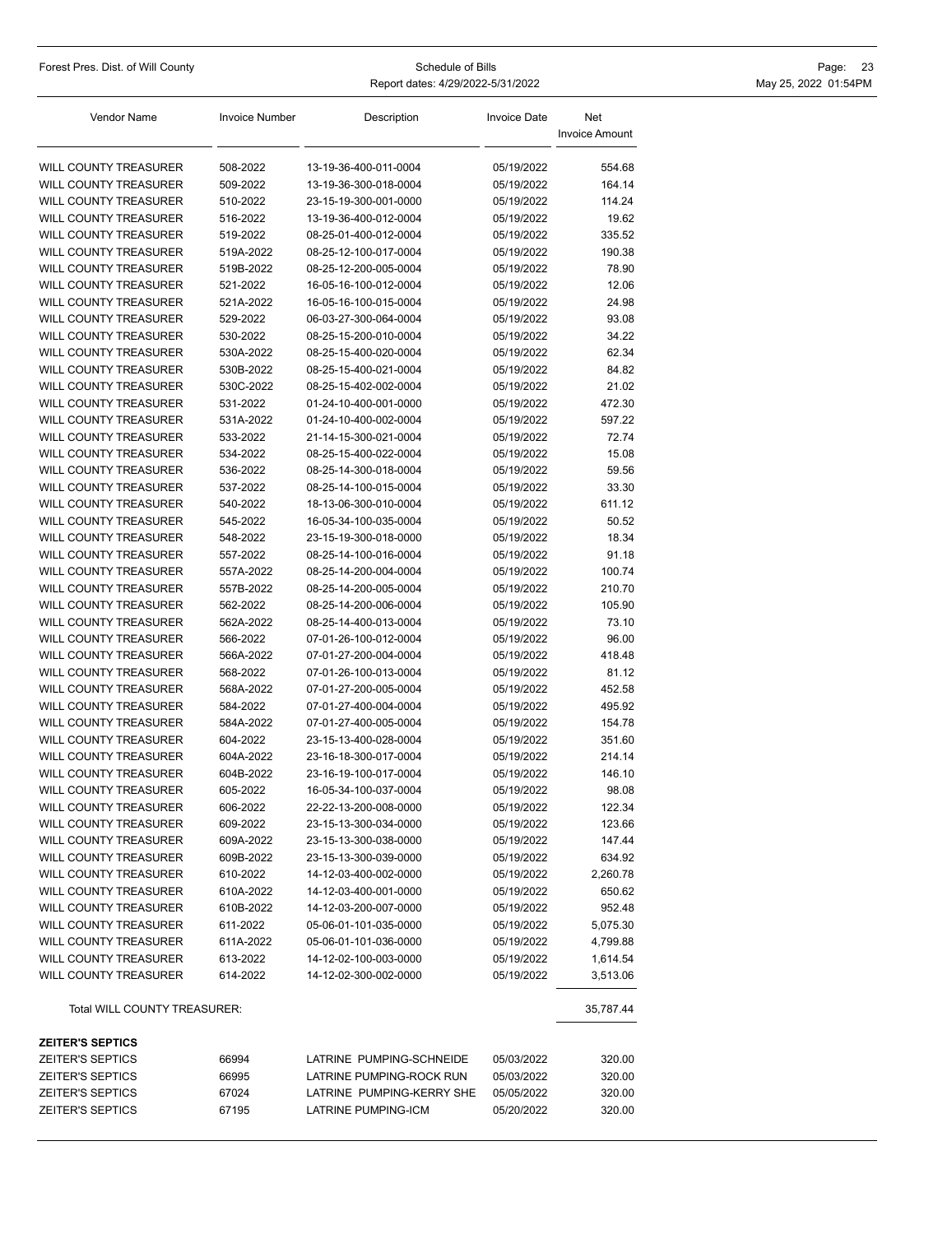| Vendor Name | Invoice Number | Description | Invoice Date | Net Invoice Amount |
|---|---|---|---|---|
| WILL COUNTY TREASURER | 508-2022 | 13-19-36-400-011-0004 | 05/19/2022 | 554.68 |
| WILL COUNTY TREASURER | 509-2022 | 13-19-36-300-018-0004 | 05/19/2022 | 164.14 |
| WILL COUNTY TREASURER | 510-2022 | 23-15-19-300-001-0000 | 05/19/2022 | 114.24 |
| WILL COUNTY TREASURER | 516-2022 | 13-19-36-400-012-0004 | 05/19/2022 | 19.62 |
| WILL COUNTY TREASURER | 519-2022 | 08-25-01-400-012-0004 | 05/19/2022 | 335.52 |
| WILL COUNTY TREASURER | 519A-2022 | 08-25-12-100-017-0004 | 05/19/2022 | 190.38 |
| WILL COUNTY TREASURER | 519B-2022 | 08-25-12-200-005-0004 | 05/19/2022 | 78.90 |
| WILL COUNTY TREASURER | 521-2022 | 16-05-16-100-012-0004 | 05/19/2022 | 12.06 |
| WILL COUNTY TREASURER | 521A-2022 | 16-05-16-100-015-0004 | 05/19/2022 | 24.98 |
| WILL COUNTY TREASURER | 529-2022 | 06-03-27-300-064-0004 | 05/19/2022 | 93.08 |
| WILL COUNTY TREASURER | 530-2022 | 08-25-15-200-010-0004 | 05/19/2022 | 34.22 |
| WILL COUNTY TREASURER | 530A-2022 | 08-25-15-400-020-0004 | 05/19/2022 | 62.34 |
| WILL COUNTY TREASURER | 530B-2022 | 08-25-15-400-021-0004 | 05/19/2022 | 84.82 |
| WILL COUNTY TREASURER | 530C-2022 | 08-25-15-402-002-0004 | 05/19/2022 | 21.02 |
| WILL COUNTY TREASURER | 531-2022 | 01-24-10-400-001-0000 | 05/19/2022 | 472.30 |
| WILL COUNTY TREASURER | 531A-2022 | 01-24-10-400-002-0004 | 05/19/2022 | 597.22 |
| WILL COUNTY TREASURER | 533-2022 | 21-14-15-300-021-0004 | 05/19/2022 | 72.74 |
| WILL COUNTY TREASURER | 534-2022 | 08-25-15-400-022-0004 | 05/19/2022 | 15.08 |
| WILL COUNTY TREASURER | 536-2022 | 08-25-14-300-018-0004 | 05/19/2022 | 59.56 |
| WILL COUNTY TREASURER | 537-2022 | 08-25-14-100-015-0004 | 05/19/2022 | 33.30 |
| WILL COUNTY TREASURER | 540-2022 | 18-13-06-300-010-0004 | 05/19/2022 | 611.12 |
| WILL COUNTY TREASURER | 545-2022 | 16-05-34-100-035-0004 | 05/19/2022 | 50.52 |
| WILL COUNTY TREASURER | 548-2022 | 23-15-19-300-018-0000 | 05/19/2022 | 18.34 |
| WILL COUNTY TREASURER | 557-2022 | 08-25-14-100-016-0004 | 05/19/2022 | 91.18 |
| WILL COUNTY TREASURER | 557A-2022 | 08-25-14-200-004-0004 | 05/19/2022 | 100.74 |
| WILL COUNTY TREASURER | 557B-2022 | 08-25-14-200-005-0004 | 05/19/2022 | 210.70 |
| WILL COUNTY TREASURER | 562-2022 | 08-25-14-200-006-0004 | 05/19/2022 | 105.90 |
| WILL COUNTY TREASURER | 562A-2022 | 08-25-14-400-013-0004 | 05/19/2022 | 73.10 |
| WILL COUNTY TREASURER | 566-2022 | 07-01-26-100-012-0004 | 05/19/2022 | 96.00 |
| WILL COUNTY TREASURER | 566A-2022 | 07-01-27-200-004-0004 | 05/19/2022 | 418.48 |
| WILL COUNTY TREASURER | 568-2022 | 07-01-26-100-013-0004 | 05/19/2022 | 81.12 |
| WILL COUNTY TREASURER | 568A-2022 | 07-01-27-200-005-0004 | 05/19/2022 | 452.58 |
| WILL COUNTY TREASURER | 584-2022 | 07-01-27-400-004-0004 | 05/19/2022 | 495.92 |
| WILL COUNTY TREASURER | 584A-2022 | 07-01-27-400-005-0004 | 05/19/2022 | 154.78 |
| WILL COUNTY TREASURER | 604-2022 | 23-15-13-400-028-0004 | 05/19/2022 | 351.60 |
| WILL COUNTY TREASURER | 604A-2022 | 23-16-18-300-017-0004 | 05/19/2022 | 214.14 |
| WILL COUNTY TREASURER | 604B-2022 | 23-16-19-100-017-0004 | 05/19/2022 | 146.10 |
| WILL COUNTY TREASURER | 605-2022 | 16-05-34-100-037-0004 | 05/19/2022 | 98.08 |
| WILL COUNTY TREASURER | 606-2022 | 22-22-13-200-008-0000 | 05/19/2022 | 122.34 |
| WILL COUNTY TREASURER | 609-2022 | 23-15-13-300-034-0000 | 05/19/2022 | 123.66 |
| WILL COUNTY TREASURER | 609A-2022 | 23-15-13-300-038-0000 | 05/19/2022 | 147.44 |
| WILL COUNTY TREASURER | 609B-2022 | 23-15-13-300-039-0000 | 05/19/2022 | 634.92 |
| WILL COUNTY TREASURER | 610-2022 | 14-12-03-400-002-0000 | 05/19/2022 | 2,260.78 |
| WILL COUNTY TREASURER | 610A-2022 | 14-12-03-400-001-0000 | 05/19/2022 | 650.62 |
| WILL COUNTY TREASURER | 610B-2022 | 14-12-03-200-007-0000 | 05/19/2022 | 952.48 |
| WILL COUNTY TREASURER | 611-2022 | 05-06-01-101-035-0000 | 05/19/2022 | 5,075.30 |
| WILL COUNTY TREASURER | 611A-2022 | 05-06-01-101-036-0000 | 05/19/2022 | 4,799.88 |
| WILL COUNTY TREASURER | 613-2022 | 14-12-02-100-003-0000 | 05/19/2022 | 1,614.54 |
| WILL COUNTY TREASURER | 614-2022 | 14-12-02-300-002-0000 | 05/19/2022 | 3,513.06 |
| Total WILL COUNTY TREASURER: | | | | 35,787.44 |
| **ZEITER'S SEPTICS** | | | | |
| ZEITER'S SEPTICS | 66994 | LATRINE PUMPING-SCHNEIDE | 05/03/2022 | 320.00 |
| ZEITER'S SEPTICS | 66995 | LATRINE PUMPING-ROCK RUN | 05/03/2022 | 320.00 |
| ZEITER'S SEPTICS | 67024 | LATRINE PUMPING-KERRY SHE | 05/05/2022 | 320.00 |
| ZEITER'S SEPTICS | 67195 | LATRINE PUMPING-ICM | 05/20/2022 | 320.00 |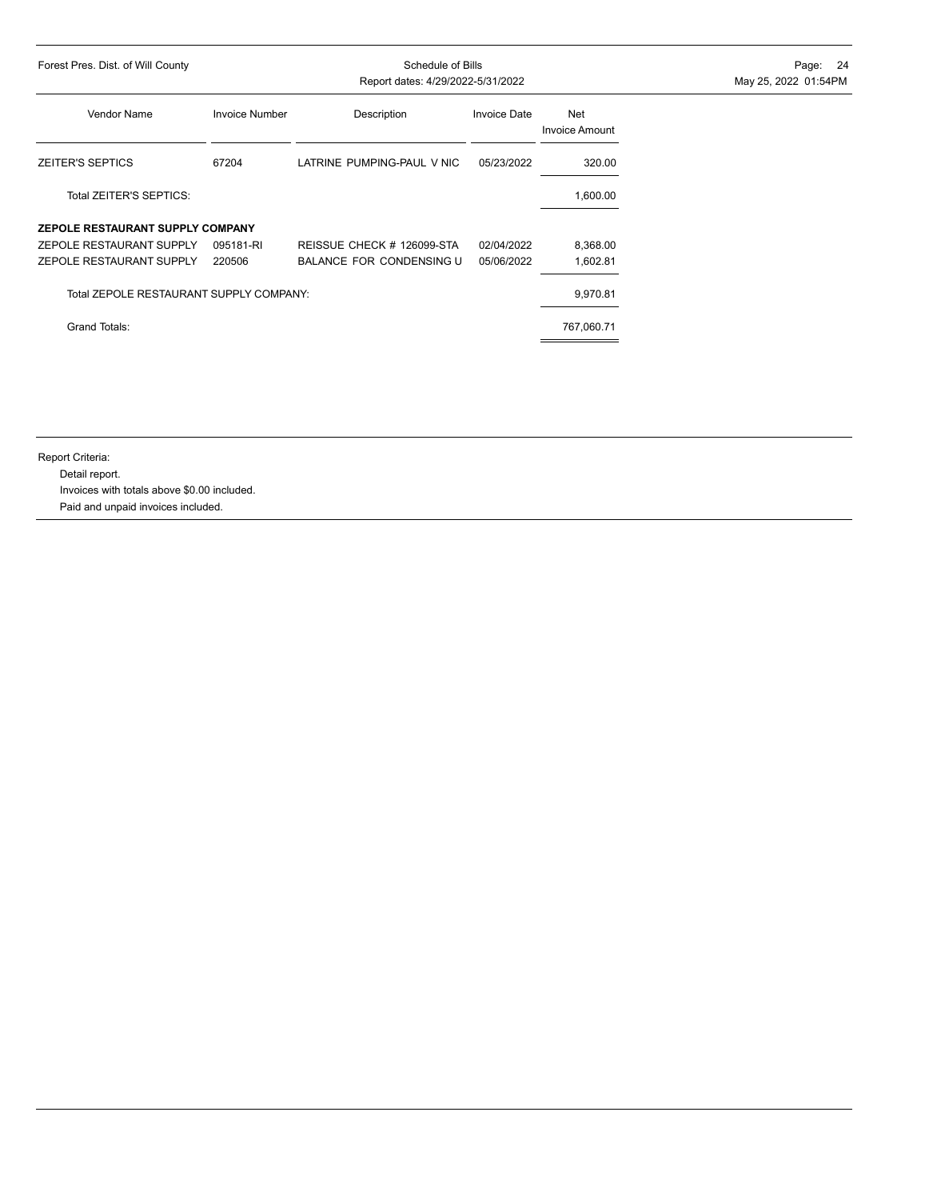| Vendor Name | Invoice Number | Description | Invoice Date | Net Invoice Amount |
|---|---|---|---|---|
| ZEITER'S SEPTICS | 67204 | LATRINE PUMPING-PAUL V NIC | 05/23/2022 | 320.00 |
| Total ZEITER'S SEPTICS: | | | | 1,600.00 |
| **ZEPOLE RESTAURANT SUPPLY COMPANY** | | | | |
| ZEPOLE RESTAURANT SUPPLY | 095181-RI | REISSUE CHECK # 126099-STA | 02/04/2022 | 8,368.00 |
| ZEPOLE RESTAURANT SUPPLY | 220506 | BALANCE FOR CONDENSING U | 05/06/2022 | 1,602.81 |
| Total ZEPOLE RESTAURANT SUPPLY COMPANY: | | | | 9,970.81 |
| Grand Totals: | | | | 767,060.71 |

Report Criteria:

Detail report.

Invoices with totals above $0.00 included.

Paid and unpaid invoices included.